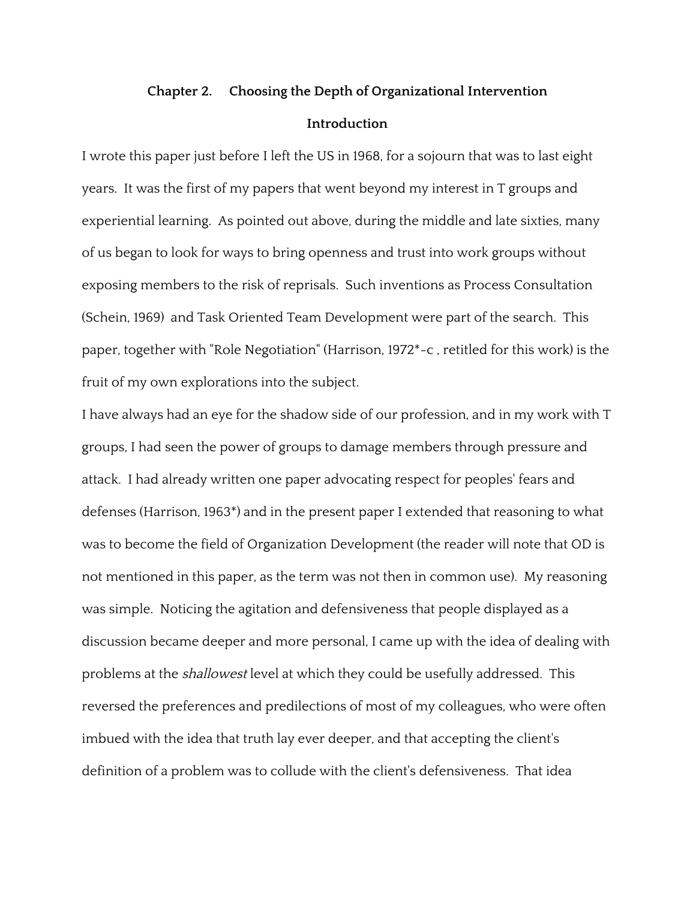# Chapter 2. Choosing the Depth of Organizational Intervention

## Introduction

I wrote this paper just before I left the US in 1968, for a sojourn that was to last eight years. It was the first of my papers that went beyond my interest in T groups and experiential learning. As pointed out above, during the middle and late sixties, many of us began to look for ways to bring openness and trust into work groups without exposing members to the risk of reprisals. Such inventions as Process Consultation (Schein, 1969) and Task Oriented Team Development were part of the search. This paper, together with "Role Negotiation" (Harrison, 1972*-c , retitled for this work) is the fruit of my own explorations into the subject.

I have always had an eye for the shadow side of our profession, and in my work with T groups, I had seen the power of groups to damage members through pressure and attack. I had already written one paper advocating respect for peoples' fears and defenses (Harrison, 1963*) and in the present paper I extended that reasoning to what was to become the field of Organization Development (the reader will note that OD is not mentioned in this paper, as the term was not then in common use). My reasoning was simple. Noticing the agitation and defensiveness that people displayed as a discussion became deeper and more personal, I came up with the idea of dealing with problems at the *shallowest* level at which they could be usefully addressed. This reversed the preferences and predilections of most of my colleagues, who were often imbued with the idea that truth lay ever deeper, and that accepting the client's definition of a problem was to collude with the client's defensiveness. That idea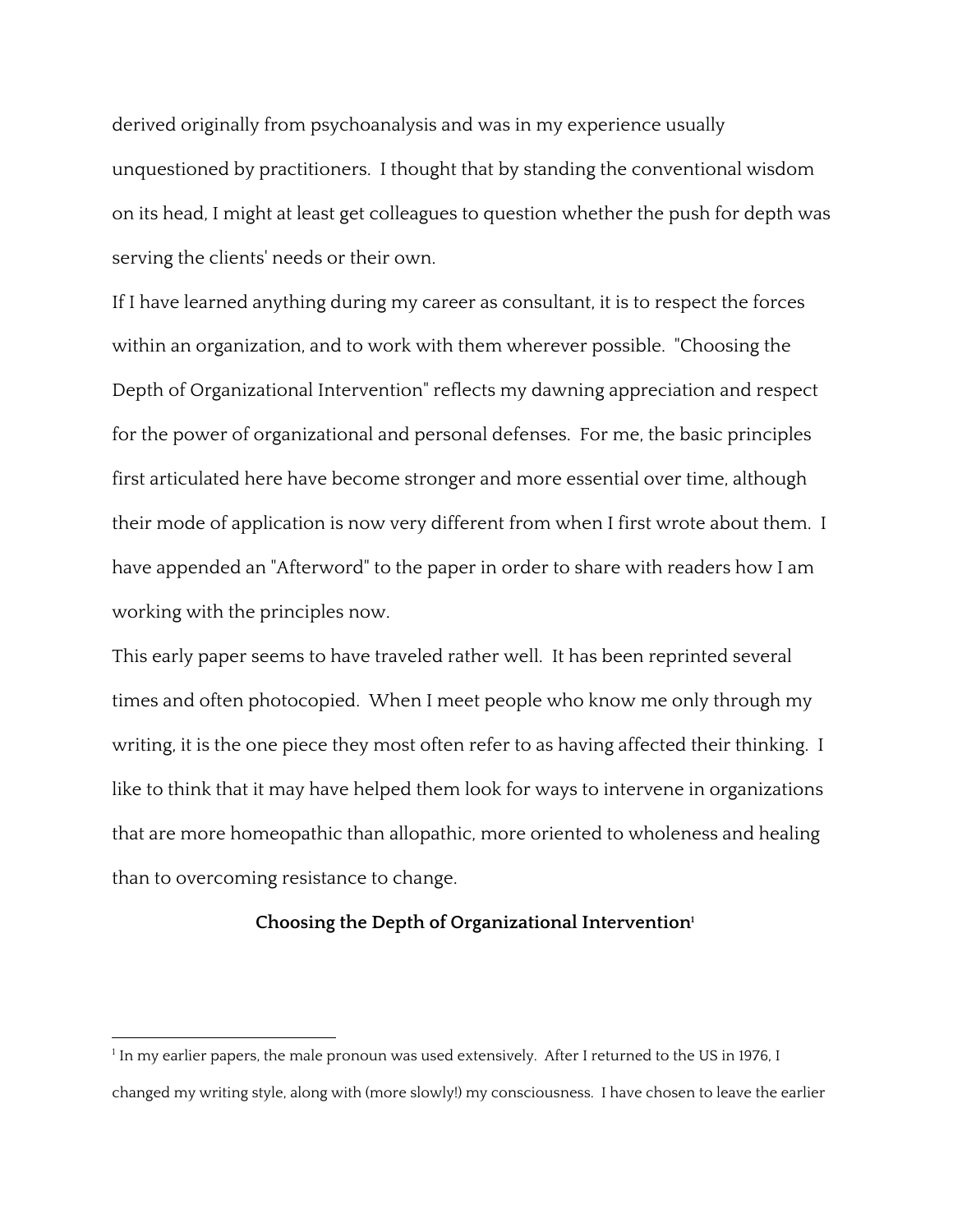derived originally from psychoanalysis and was in my experience usually unquestioned by practitioners. I thought that by standing the conventional wisdom on its head, I might at least get colleagues to question whether the push for depth was serving the clients' needs or their own.

If I have learned anything during my career as consultant, it is to respect the forces within an organization, and to work with them wherever possible. "Choosing the Depth of Organizational Intervention" reflects my dawning appreciation and respect for the power of organizational and personal defenses. For me, the basic principles first articulated here have become stronger and more essential over time, although their mode of application is now very different from when I first wrote about them. I have appended an "Afterword" to the paper in order to share with readers how I am working with the principles now.

This early paper seems to have traveled rather well. It has been reprinted several times and often photocopied. When I meet people who know me only through my writing, it is the one piece they most often refer to as having affected their thinking. I like to think that it may have helped them look for ways to intervene in organizations that are more homeopathic than allopathic, more oriented to wholeness and healing than to overcoming resistance to change.

## Choosing the Depth of Organizational Intervention[1]

[1] In my earlier papers, the male pronoun was used extensively. After I returned to the US in 1976, I changed my writing style, along with (more slowly!) my consciousness. I have chosen to leave the earlier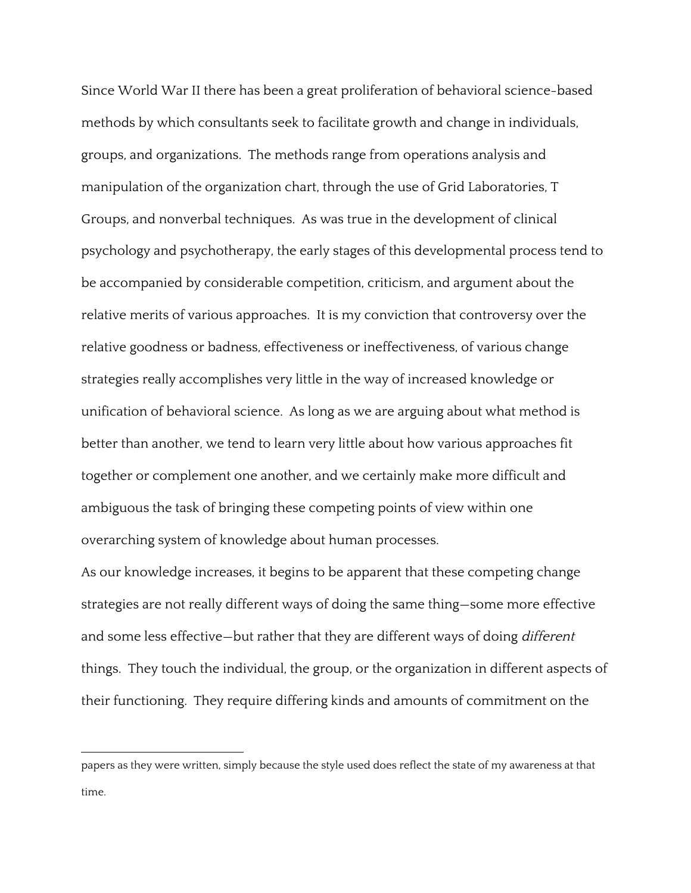Since World War II there has been a great proliferation of behavioral science-based methods by which consultants seek to facilitate growth and change in individuals, groups, and organizations. The methods range from operations analysis and manipulation of the organization chart, through the use of Grid Laboratories, T Groups, and nonverbal techniques. As was true in the development of clinical psychology and psychotherapy, the early stages of this developmental process tend to be accompanied by considerable competition, criticism, and argument about the relative merits of various approaches. It is my conviction that controversy over the relative goodness or badness, effectiveness or ineffectiveness, of various change strategies really accomplishes very little in the way of increased knowledge or unification of behavioral science. As long as we are arguing about what method is better than another, we tend to learn very little about how various approaches fit together or complement one another, and we certainly make more difficult and ambiguous the task of bringing these competing points of view within one overarching system of knowledge about human processes.

As our knowledge increases, it begins to be apparent that these competing change strategies are not really different ways of doing the same thing—some more effective and some less effective—but rather that they are different ways of doing *different* things. They touch the individual, the group, or the organization in different aspects of their functioning. They require differing kinds and amounts of commitment on the

---

papers as they were written, simply because the style used does reflect the state of my awareness at that time.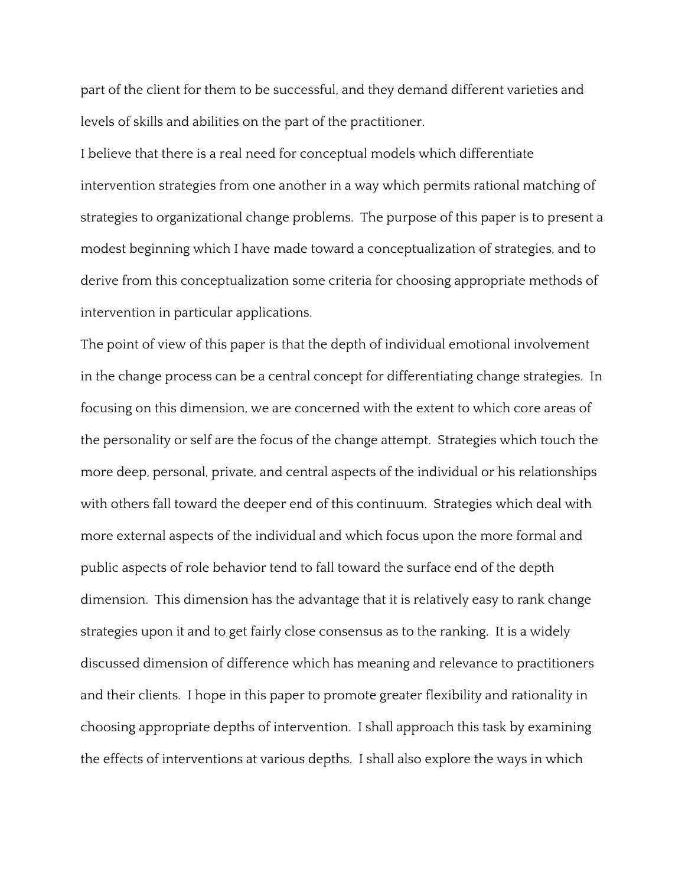part of the client for them to be successful, and they demand different varieties and levels of skills and abilities on the part of the practitioner.

I believe that there is a real need for conceptual models which differentiate intervention strategies from one another in a way which permits rational matching of strategies to organizational change problems. The purpose of this paper is to present a modest beginning which I have made toward a conceptualization of strategies, and to derive from this conceptualization some criteria for choosing appropriate methods of intervention in particular applications.

The point of view of this paper is that the depth of individual emotional involvement in the change process can be a central concept for differentiating change strategies. In focusing on this dimension, we are concerned with the extent to which core areas of the personality or self are the focus of the change attempt. Strategies which touch the more deep, personal, private, and central aspects of the individual or his relationships with others fall toward the deeper end of this continuum. Strategies which deal with more external aspects of the individual and which focus upon the more formal and public aspects of role behavior tend to fall toward the surface end of the depth dimension. This dimension has the advantage that it is relatively easy to rank change strategies upon it and to get fairly close consensus as to the ranking. It is a widely discussed dimension of difference which has meaning and relevance to practitioners and their clients. I hope in this paper to promote greater flexibility and rationality in choosing appropriate depths of intervention. I shall approach this task by examining the effects of interventions at various depths. I shall also explore the ways in which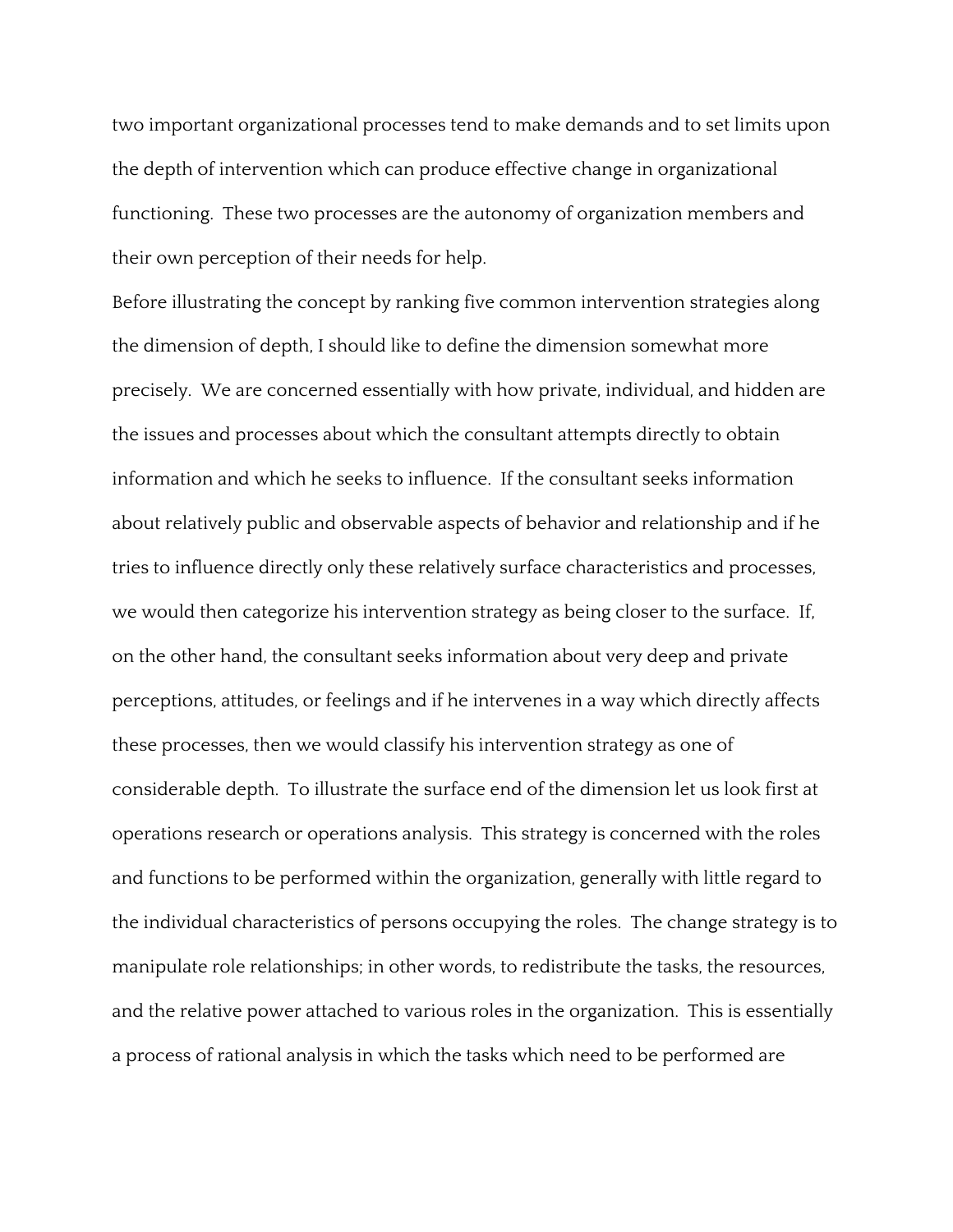two important organizational processes tend to make demands and to set limits upon the depth of intervention which can produce effective change in organizational functioning. These two processes are the autonomy of organization members and their own perception of their needs for help.

Before illustrating the concept by ranking five common intervention strategies along the dimension of depth, I should like to define the dimension somewhat more precisely. We are concerned essentially with how private, individual, and hidden are the issues and processes about which the consultant attempts directly to obtain information and which he seeks to influence. If the consultant seeks information about relatively public and observable aspects of behavior and relationship and if he tries to influence directly only these relatively surface characteristics and processes, we would then categorize his intervention strategy as being closer to the surface. If, on the other hand, the consultant seeks information about very deep and private perceptions, attitudes, or feelings and if he intervenes in a way which directly affects these processes, then we would classify his intervention strategy as one of considerable depth. To illustrate the surface end of the dimension let us look first at operations research or operations analysis. This strategy is concerned with the roles and functions to be performed within the organization, generally with little regard to the individual characteristics of persons occupying the roles. The change strategy is to manipulate role relationships; in other words, to redistribute the tasks, the resources, and the relative power attached to various roles in the organization. This is essentially a process of rational analysis in which the tasks which need to be performed are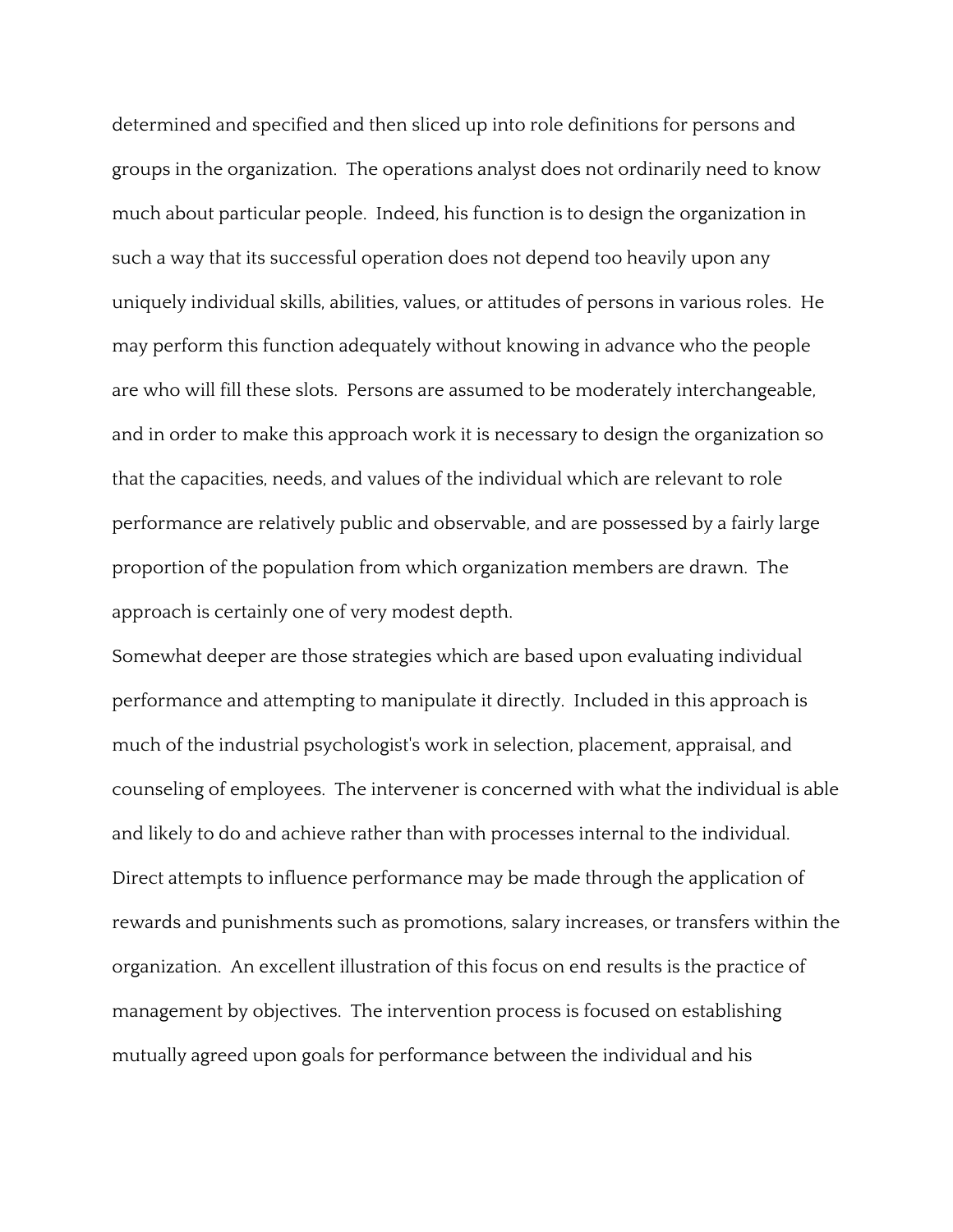determined and specified and then sliced up into role definitions for persons and groups in the organization. The operations analyst does not ordinarily need to know much about particular people. Indeed, his function is to design the organization in such a way that its successful operation does not depend too heavily upon any uniquely individual skills, abilities, values, or attitudes of persons in various roles. He may perform this function adequately without knowing in advance who the people are who will fill these slots. Persons are assumed to be moderately interchangeable, and in order to make this approach work it is necessary to design the organization so that the capacities, needs, and values of the individual which are relevant to role performance are relatively public and observable, and are possessed by a fairly large proportion of the population from which organization members are drawn. The approach is certainly one of very modest depth.

Somewhat deeper are those strategies which are based upon evaluating individual performance and attempting to manipulate it directly. Included in this approach is much of the industrial psychologist's work in selection, placement, appraisal, and counseling of employees. The intervener is concerned with what the individual is able and likely to do and achieve rather than with processes internal to the individual. Direct attempts to influence performance may be made through the application of rewards and punishments such as promotions, salary increases, or transfers within the organization. An excellent illustration of this focus on end results is the practice of management by objectives. The intervention process is focused on establishing mutually agreed upon goals for performance between the individual and his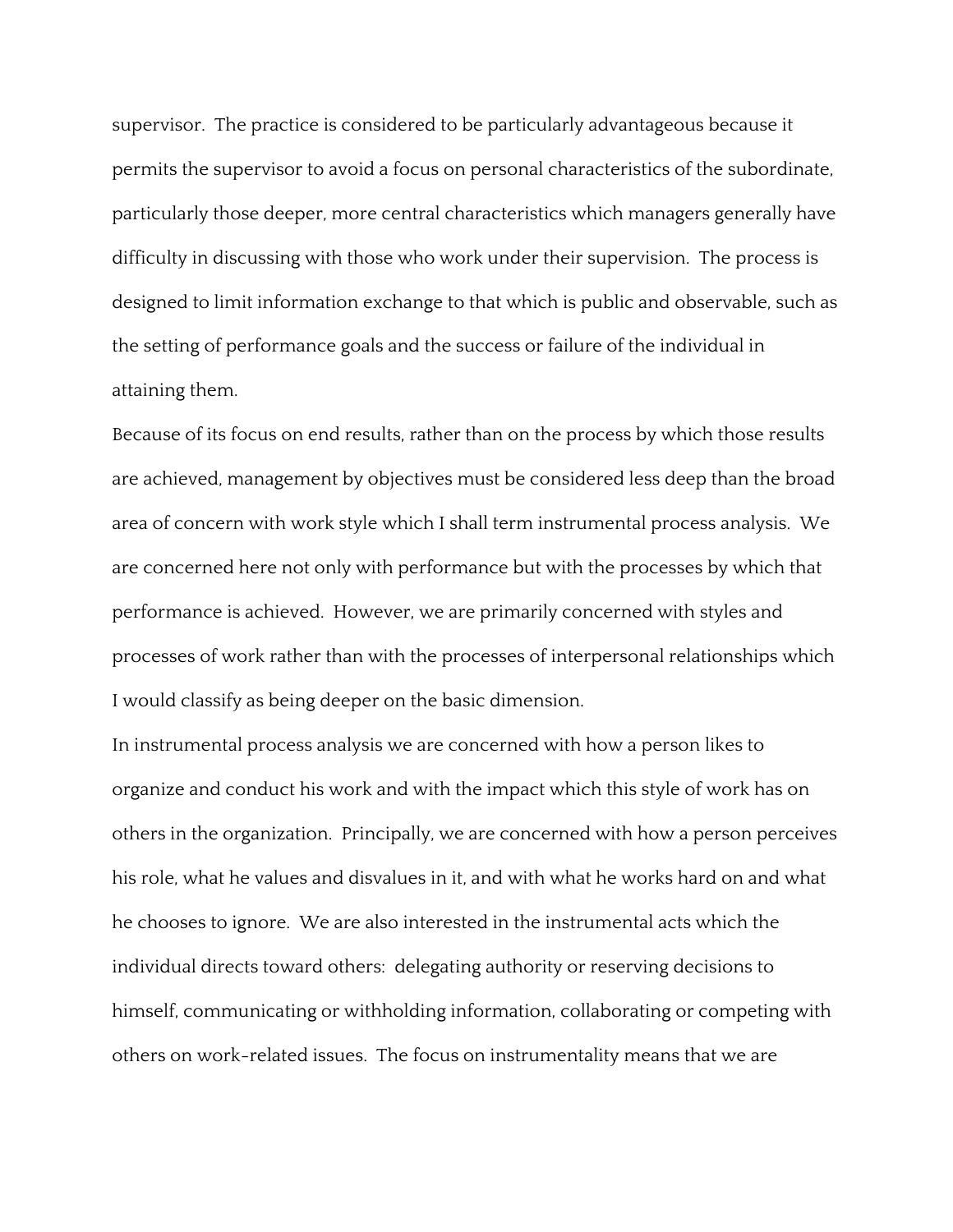supervisor. The practice is considered to be particularly advantageous because it permits the supervisor to avoid a focus on personal characteristics of the subordinate, particularly those deeper, more central characteristics which managers generally have difficulty in discussing with those who work under their supervision. The process is designed to limit information exchange to that which is public and observable, such as the setting of performance goals and the success or failure of the individual in attaining them.

Because of its focus on end results, rather than on the process by which those results are achieved, management by objectives must be considered less deep than the broad area of concern with work style which I shall term instrumental process analysis. We are concerned here not only with performance but with the processes by which that performance is achieved. However, we are primarily concerned with styles and processes of work rather than with the processes of interpersonal relationships which I would classify as being deeper on the basic dimension.

In instrumental process analysis we are concerned with how a person likes to organize and conduct his work and with the impact which this style of work has on others in the organization. Principally, we are concerned with how a person perceives his role, what he values and disvalues in it, and with what he works hard on and what he chooses to ignore. We are also interested in the instrumental acts which the individual directs toward others: delegating authority or reserving decisions to himself, communicating or withholding information, collaborating or competing with others on work-related issues. The focus on instrumentality means that we are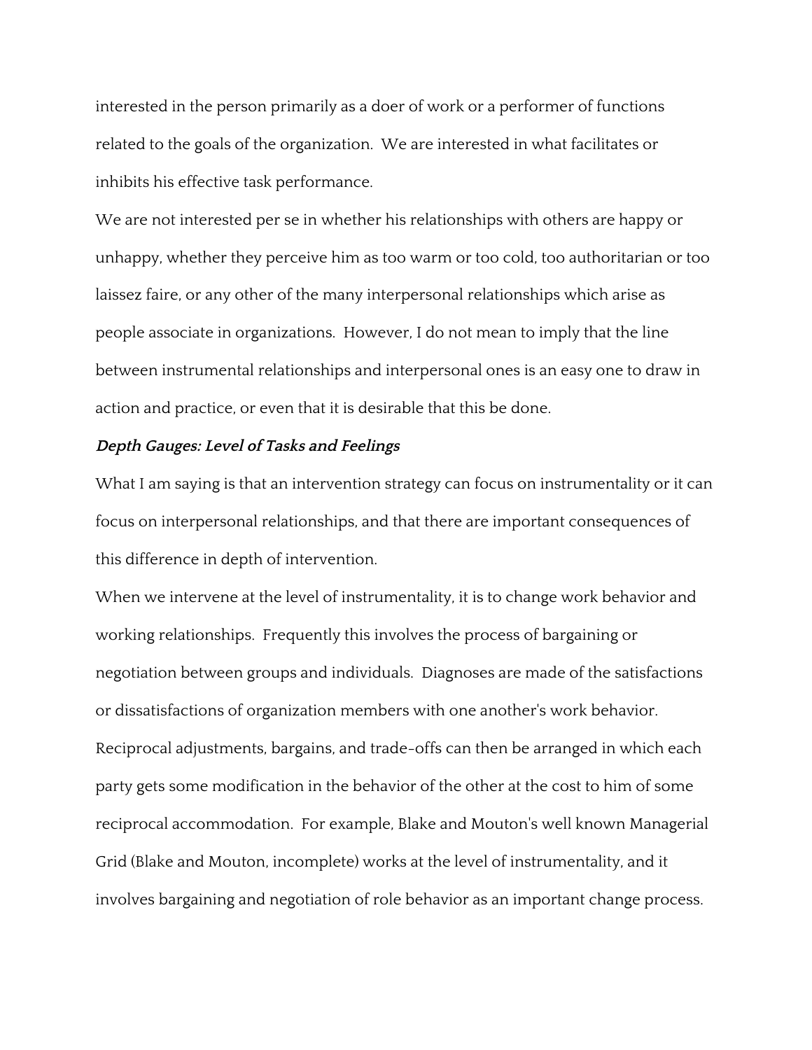interested in the person primarily as a doer of work or a performer of functions related to the goals of the organization. We are interested in what facilitates or inhibits his effective task performance.

We are not interested per se in whether his relationships with others are happy or unhappy, whether they perceive him as too warm or too cold, too authoritarian or too laissez faire, or any other of the many interpersonal relationships which arise as people associate in organizations. However, I do not mean to imply that the line between instrumental relationships and interpersonal ones is an easy one to draw in action and practice, or even that it is desirable that this be done.

### *Depth Gauges: Level of Tasks and Feelings*

What I am saying is that an intervention strategy can focus on instrumentality or it can focus on interpersonal relationships, and that there are important consequences of this difference in depth of intervention.

When we intervene at the level of instrumentality, it is to change work behavior and working relationships. Frequently this involves the process of bargaining or negotiation between groups and individuals. Diagnoses are made of the satisfactions or dissatisfactions of organization members with one another's work behavior. Reciprocal adjustments, bargains, and trade-offs can then be arranged in which each party gets some modification in the behavior of the other at the cost to him of some reciprocal accommodation. For example, Blake and Mouton's well known Managerial Grid (Blake and Mouton, incomplete) works at the level of instrumentality, and it involves bargaining and negotiation of role behavior as an important change process.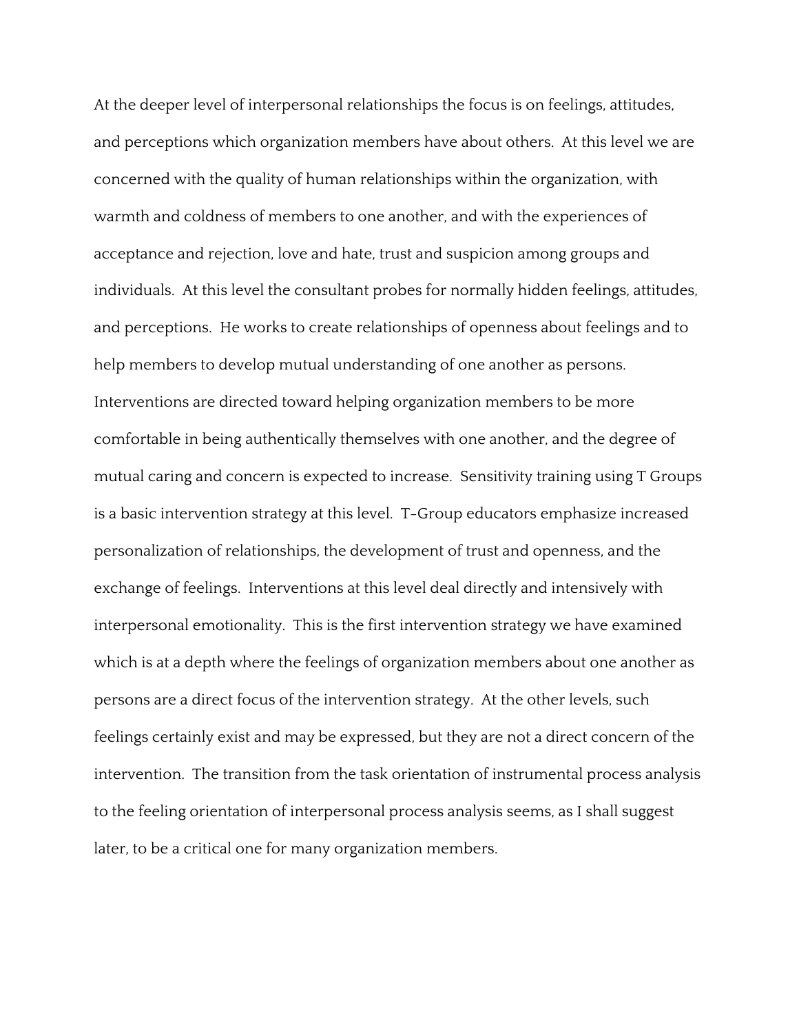At the deeper level of interpersonal relationships the focus is on feelings, attitudes, and perceptions which organization members have about others. At this level we are concerned with the quality of human relationships within the organization, with warmth and coldness of members to one another, and with the experiences of acceptance and rejection, love and hate, trust and suspicion among groups and individuals. At this level the consultant probes for normally hidden feelings, attitudes, and perceptions. He works to create relationships of openness about feelings and to help members to develop mutual understanding of one another as persons. Interventions are directed toward helping organization members to be more comfortable in being authentically themselves with one another, and the degree of mutual caring and concern is expected to increase. Sensitivity training using T Groups is a basic intervention strategy at this level. T-Group educators emphasize increased personalization of relationships, the development of trust and openness, and the exchange of feelings. Interventions at this level deal directly and intensively with interpersonal emotionality. This is the first intervention strategy we have examined which is at a depth where the feelings of organization members about one another as persons are a direct focus of the intervention strategy. At the other levels, such feelings certainly exist and may be expressed, but they are not a direct concern of the intervention. The transition from the task orientation of instrumental process analysis to the feeling orientation of interpersonal process analysis seems, as I shall suggest later, to be a critical one for many organization members.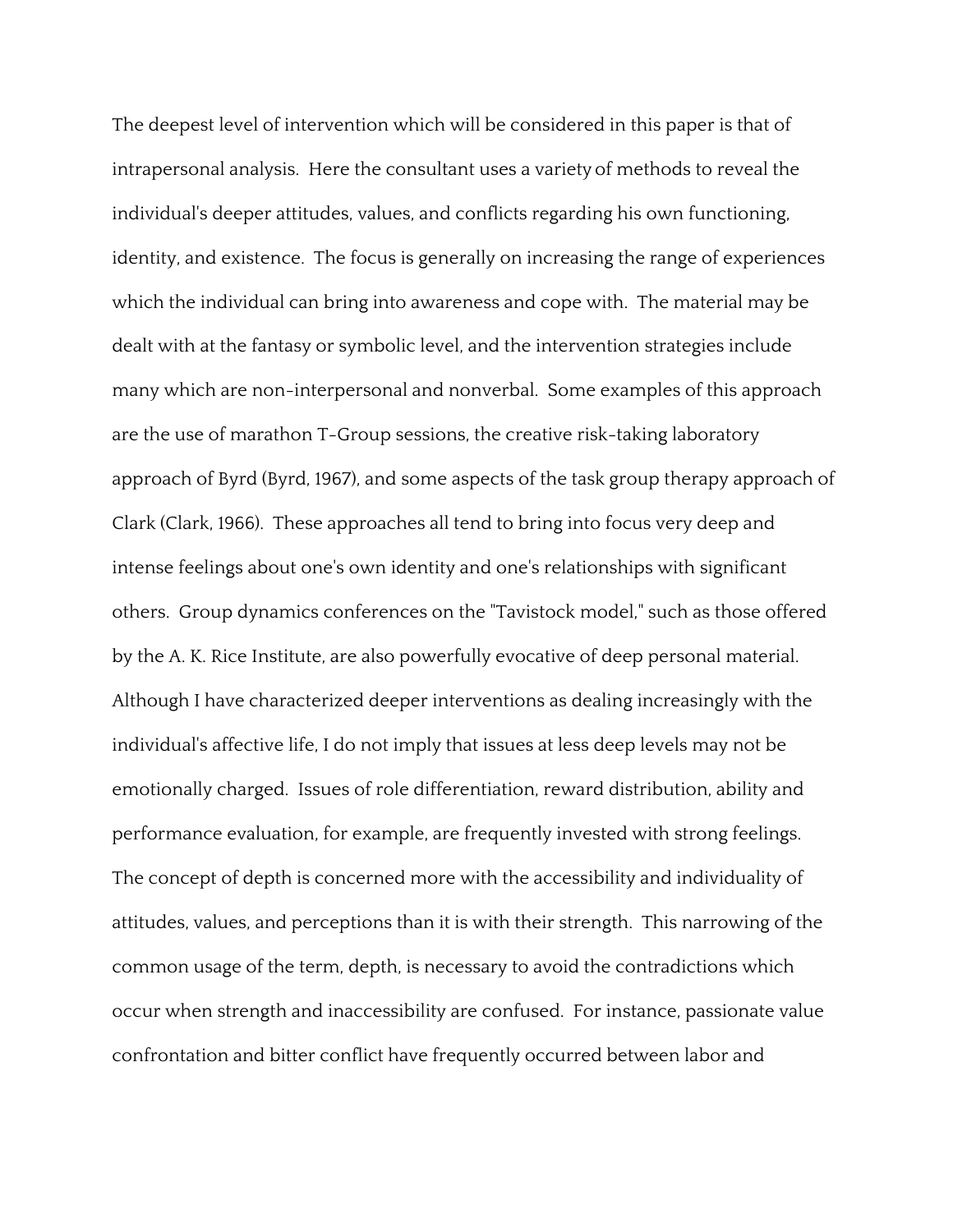The deepest level of intervention which will be considered in this paper is that of intrapersonal analysis. Here the consultant uses a variety of methods to reveal the individual's deeper attitudes, values, and conflicts regarding his own functioning, identity, and existence. The focus is generally on increasing the range of experiences which the individual can bring into awareness and cope with. The material may be dealt with at the fantasy or symbolic level, and the intervention strategies include many which are non-interpersonal and nonverbal. Some examples of this approach are the use of marathon T-Group sessions, the creative risk-taking laboratory approach of Byrd (Byrd, 1967), and some aspects of the task group therapy approach of Clark (Clark, 1966). These approaches all tend to bring into focus very deep and intense feelings about one's own identity and one's relationships with significant others. Group dynamics conferences on the "Tavistock model," such as those offered by the A. K. Rice Institute, are also powerfully evocative of deep personal material. Although I have characterized deeper interventions as dealing increasingly with the individual's affective life, I do not imply that issues at less deep levels may not be emotionally charged. Issues of role differentiation, reward distribution, ability and performance evaluation, for example, are frequently invested with strong feelings. The concept of depth is concerned more with the accessibility and individuality of attitudes, values, and perceptions than it is with their strength. This narrowing of the common usage of the term, depth, is necessary to avoid the contradictions which occur when strength and inaccessibility are confused. For instance, passionate value confrontation and bitter conflict have frequently occurred between labor and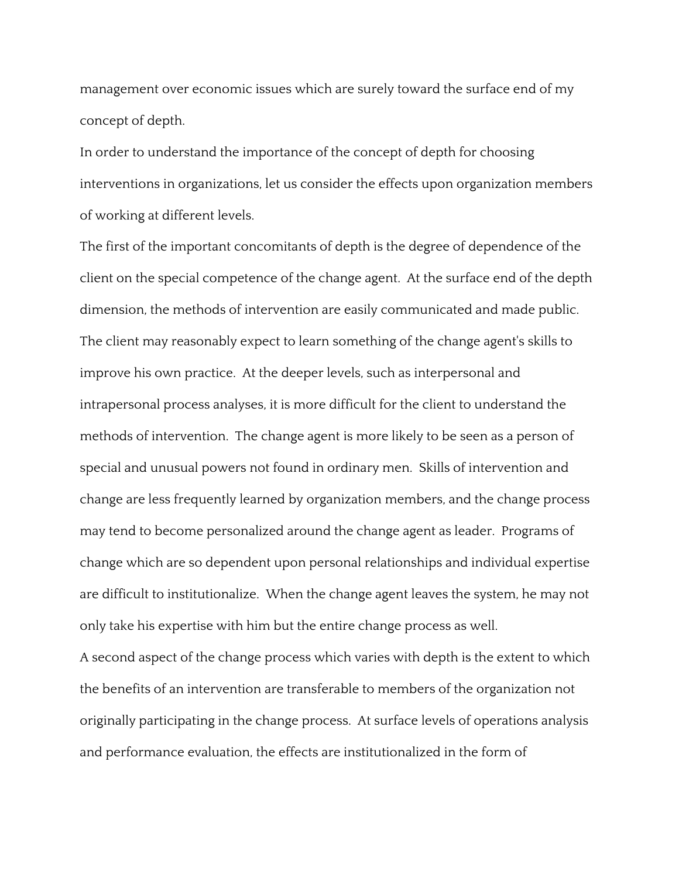management over economic issues which are surely toward the surface end of my concept of depth.

In order to understand the importance of the concept of depth for choosing interventions in organizations, let us consider the effects upon organization members of working at different levels.

The first of the important concomitants of depth is the degree of dependence of the client on the special competence of the change agent. At the surface end of the depth dimension, the methods of intervention are easily communicated and made public. The client may reasonably expect to learn something of the change agent's skills to improve his own practice. At the deeper levels, such as interpersonal and intrapersonal process analyses, it is more difficult for the client to understand the methods of intervention. The change agent is more likely to be seen as a person of special and unusual powers not found in ordinary men. Skills of intervention and change are less frequently learned by organization members, and the change process may tend to become personalized around the change agent as leader. Programs of change which are so dependent upon personal relationships and individual expertise are difficult to institutionalize. When the change agent leaves the system, he may not only take his expertise with him but the entire change process as well.

A second aspect of the change process which varies with depth is the extent to which the benefits of an intervention are transferable to members of the organization not originally participating in the change process. At surface levels of operations analysis and performance evaluation, the effects are institutionalized in the form of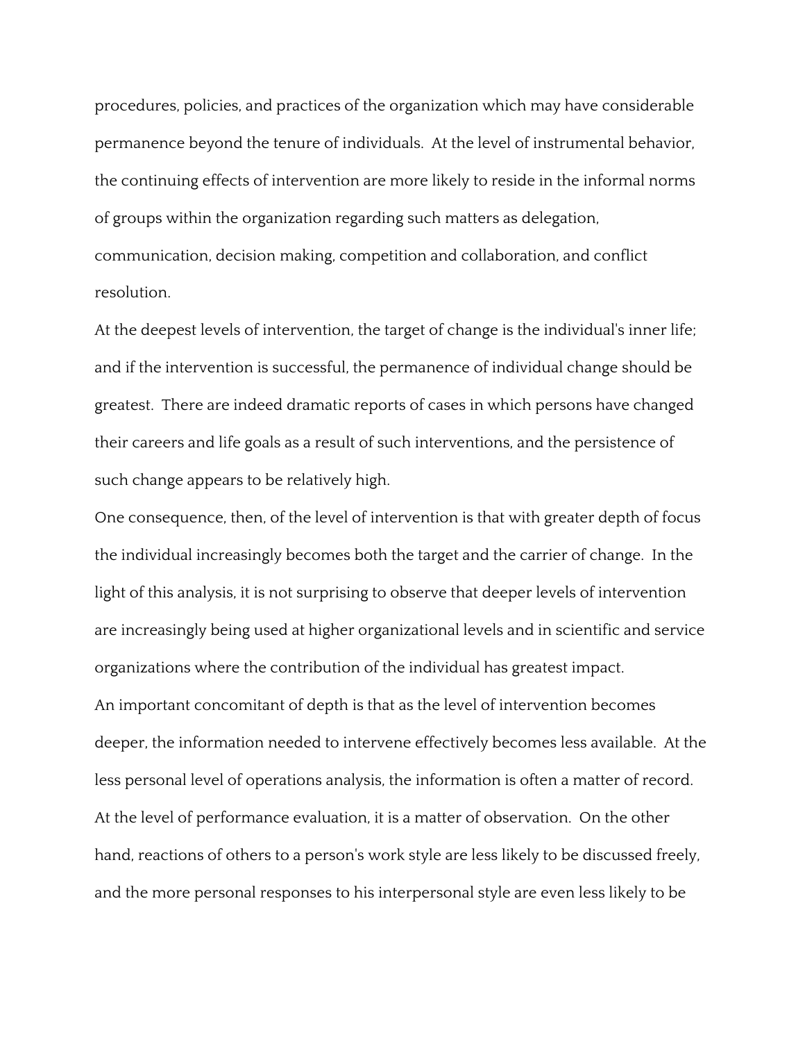procedures, policies, and practices of the organization which may have considerable permanence beyond the tenure of individuals.  At the level of instrumental behavior, the continuing effects of intervention are more likely to reside in the informal norms of groups within the organization regarding such matters as delegation, communication, decision making, competition and collaboration, and conflict resolution.

At the deepest levels of intervention, the target of change is the individual's inner life; and if the intervention is successful, the permanence of individual change should be greatest.  There are indeed dramatic reports of cases in which persons have changed their careers and life goals as a result of such interventions, and the persistence of such change appears to be relatively high.

One consequence, then, of the level of intervention is that with greater depth of focus the individual increasingly becomes both the target and the carrier of change.  In the light of this analysis, it is not surprising to observe that deeper levels of intervention are increasingly being used at higher organizational levels and in scientific and service organizations where the contribution of the individual has greatest impact.

An important concomitant of depth is that as the level of intervention becomes deeper, the information needed to intervene effectively becomes less available.  At the less personal level of operations analysis, the information is often a matter of record.  At the level of performance evaluation, it is a matter of observation.  On the other hand, reactions of others to a person's work style are less likely to be discussed freely, and the more personal responses to his interpersonal style are even less likely to be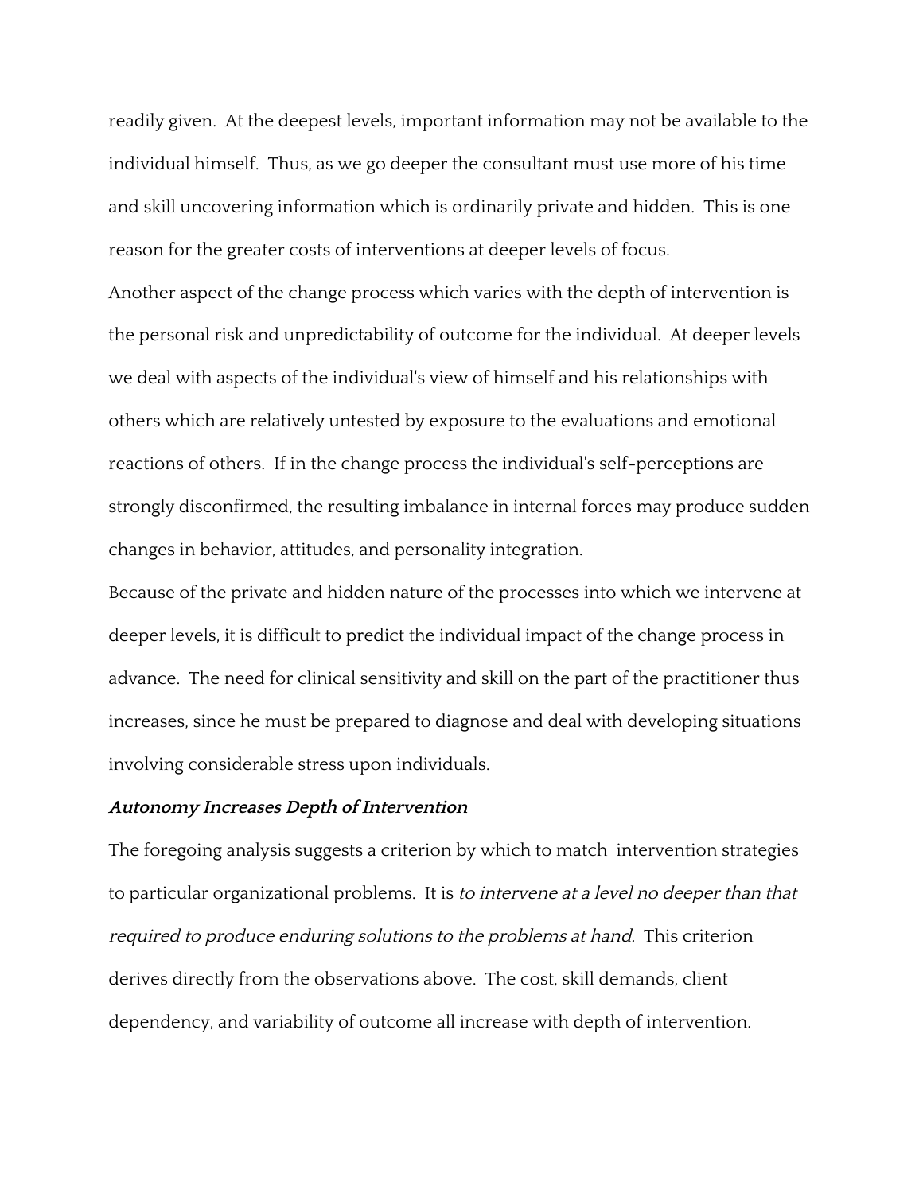readily given. At the deepest levels, important information may not be available to the individual himself. Thus, as we go deeper the consultant must use more of his time and skill uncovering information which is ordinarily private and hidden. This is one reason for the greater costs of interventions at deeper levels of focus.

Another aspect of the change process which varies with the depth of intervention is the personal risk and unpredictability of outcome for the individual. At deeper levels we deal with aspects of the individual's view of himself and his relationships with others which are relatively untested by exposure to the evaluations and emotional reactions of others. If in the change process the individual's self-perceptions are strongly disconfirmed, the resulting imbalance in internal forces may produce sudden changes in behavior, attitudes, and personality integration.

Because of the private and hidden nature of the processes into which we intervene at deeper levels, it is difficult to predict the individual impact of the change process in advance. The need for clinical sensitivity and skill on the part of the practitioner thus increases, since he must be prepared to diagnose and deal with developing situations involving considerable stress upon individuals.

### *Autonomy Increases Depth of Intervention*

The foregoing analysis suggests a criterion by which to match intervention strategies to particular organizational problems. It is *to intervene at a level no deeper than that required to produce enduring solutions to the problems at hand*. This criterion derives directly from the observations above. The cost, skill demands, client dependency, and variability of outcome all increase with depth of intervention.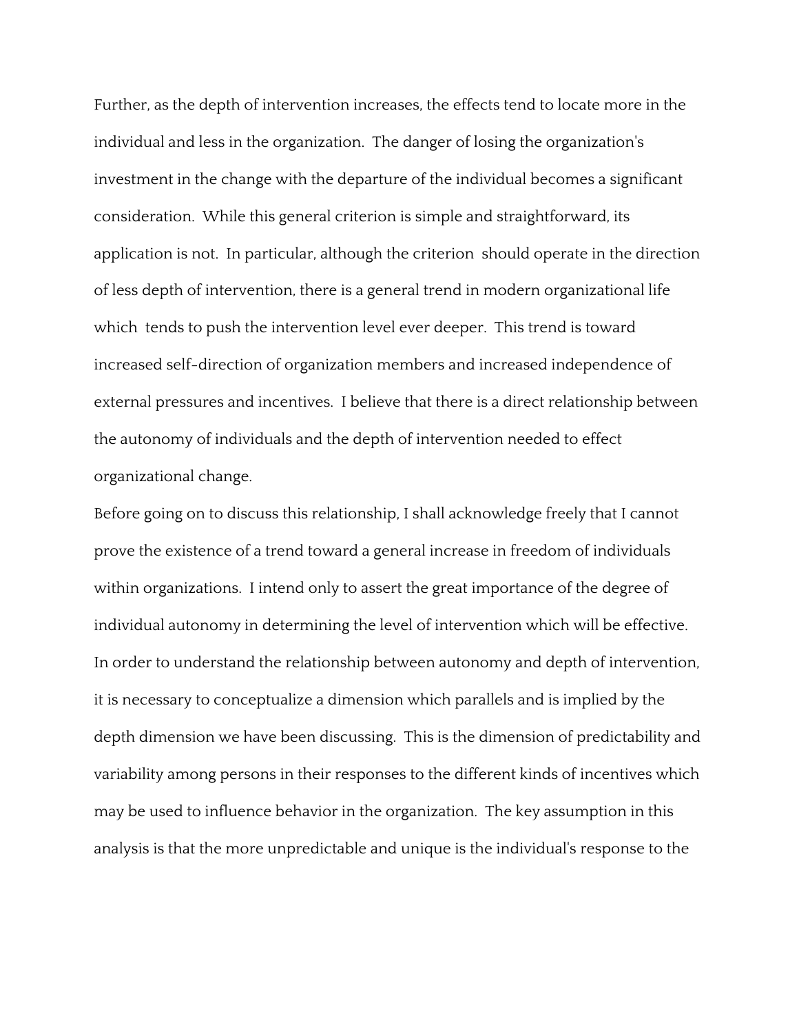Further, as the depth of intervention increases, the effects tend to locate more in the individual and less in the organization. The danger of losing the organization's investment in the change with the departure of the individual becomes a significant consideration. While this general criterion is simple and straightforward, its application is not. In particular, although the criterion should operate in the direction of less depth of intervention, there is a general trend in modern organizational life which tends to push the intervention level ever deeper. This trend is toward increased self-direction of organization members and increased independence of external pressures and incentives. I believe that there is a direct relationship between the autonomy of individuals and the depth of intervention needed to effect organizational change.

Before going on to discuss this relationship, I shall acknowledge freely that I cannot prove the existence of a trend toward a general increase in freedom of individuals within organizations. I intend only to assert the great importance of the degree of individual autonomy in determining the level of intervention which will be effective. In order to understand the relationship between autonomy and depth of intervention, it is necessary to conceptualize a dimension which parallels and is implied by the depth dimension we have been discussing. This is the dimension of predictability and variability among persons in their responses to the different kinds of incentives which may be used to influence behavior in the organization. The key assumption in this analysis is that the more unpredictable and unique is the individual's response to the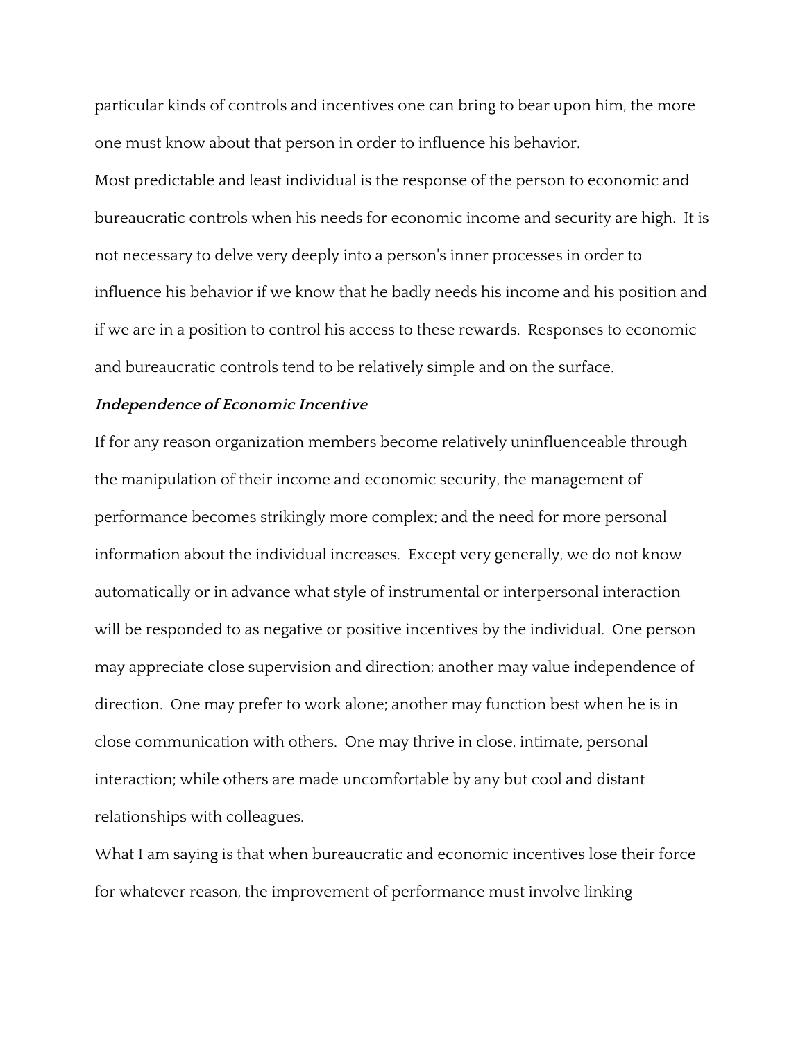particular kinds of controls and incentives one can bring to bear upon him, the more one must know about that person in order to influence his behavior.

Most predictable and least individual is the response of the person to economic and bureaucratic controls when his needs for economic income and security are high. It is not necessary to delve very deeply into a person's inner processes in order to influence his behavior if we know that he badly needs his income and his position and if we are in a position to control his access to these rewards. Responses to economic and bureaucratic controls tend to be relatively simple and on the surface.

***Independence of Economic Incentive***

If for any reason organization members become relatively uninfluenceable through the manipulation of their income and economic security, the management of performance becomes strikingly more complex; and the need for more personal information about the individual increases. Except very generally, we do not know automatically or in advance what style of instrumental or interpersonal interaction will be responded to as negative or positive incentives by the individual. One person may appreciate close supervision and direction; another may value independence of direction. One may prefer to work alone; another may function best when he is in close communication with others. One may thrive in close, intimate, personal interaction; while others are made uncomfortable by any but cool and distant relationships with colleagues.

What I am saying is that when bureaucratic and economic incentives lose their force for whatever reason, the improvement of performance must involve linking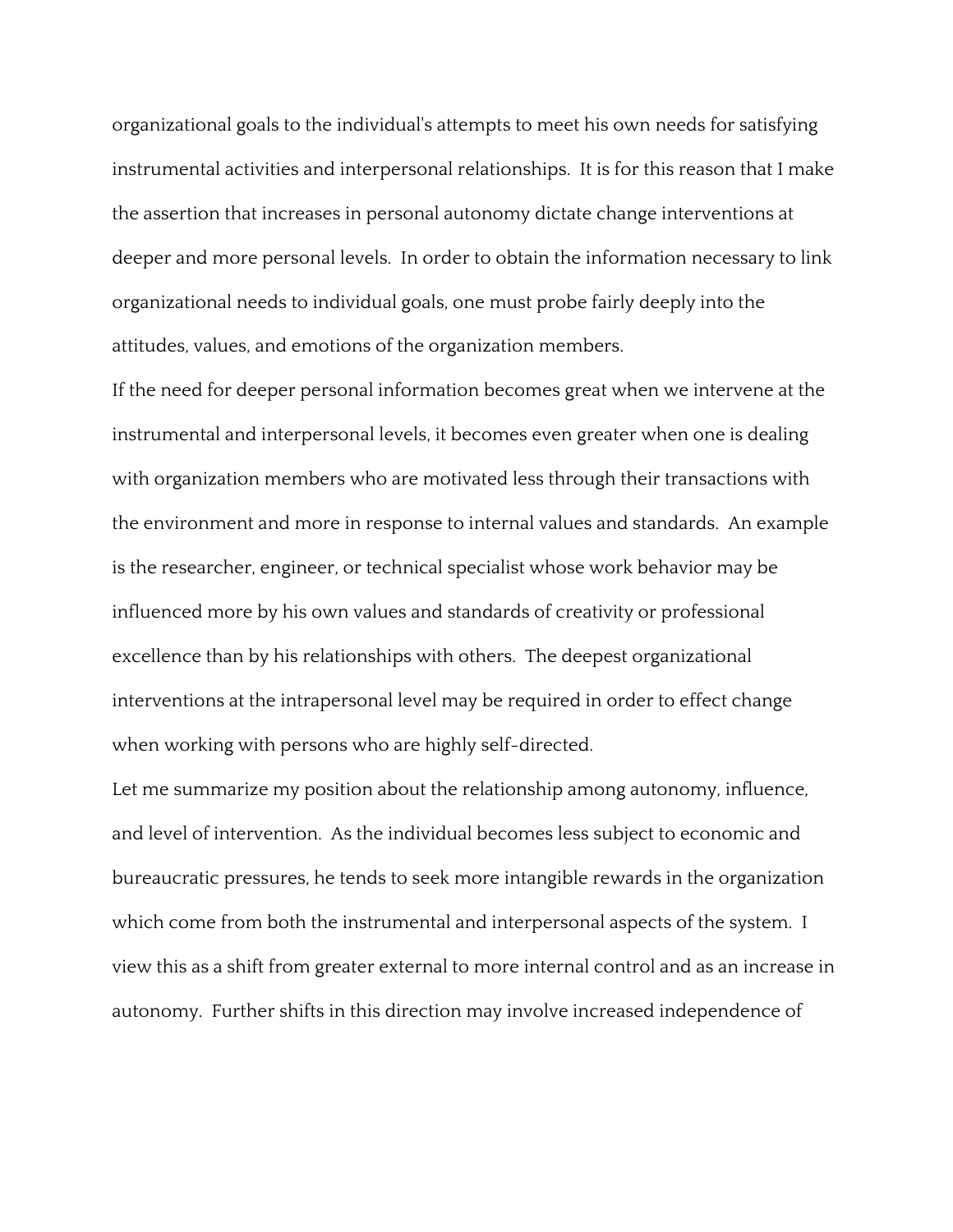organizational goals to the individual's attempts to meet his own needs for satisfying instrumental activities and interpersonal relationships. It is for this reason that I make the assertion that increases in personal autonomy dictate change interventions at deeper and more personal levels. In order to obtain the information necessary to link organizational needs to individual goals, one must probe fairly deeply into the attitudes, values, and emotions of the organization members.

If the need for deeper personal information becomes great when we intervene at the instrumental and interpersonal levels, it becomes even greater when one is dealing with organization members who are motivated less through their transactions with the environment and more in response to internal values and standards. An example is the researcher, engineer, or technical specialist whose work behavior may be influenced more by his own values and standards of creativity or professional excellence than by his relationships with others. The deepest organizational interventions at the intrapersonal level may be required in order to effect change when working with persons who are highly self-directed.

Let me summarize my position about the relationship among autonomy, influence, and level of intervention. As the individual becomes less subject to economic and bureaucratic pressures, he tends to seek more intangible rewards in the organization which come from both the instrumental and interpersonal aspects of the system. I view this as a shift from greater external to more internal control and as an increase in autonomy. Further shifts in this direction may involve increased independence of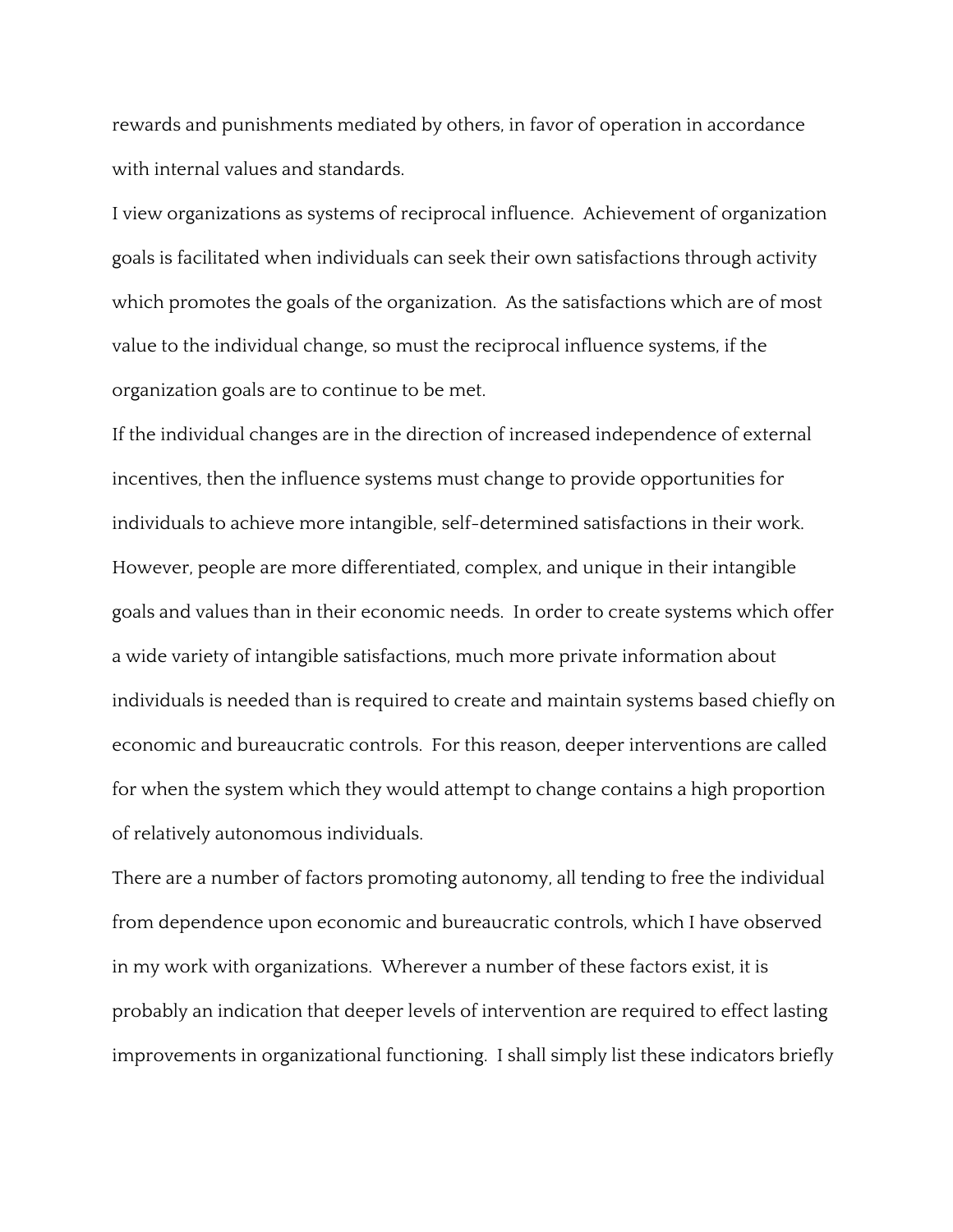rewards and punishments mediated by others, in favor of operation in accordance with internal values and standards.

I view organizations as systems of reciprocal influence.  Achievement of organization goals is facilitated when individuals can seek their own satisfactions through activity which promotes the goals of the organization.  As the satisfactions which are of most value to the individual change, so must the reciprocal influence systems, if the organization goals are to continue to be met.

If the individual changes are in the direction of increased independence of external incentives, then the influence systems must change to provide opportunities for individuals to achieve more intangible, self-determined satisfactions in their work. However, people are more differentiated, complex, and unique in their intangible goals and values than in their economic needs.  In order to create systems which offer a wide variety of intangible satisfactions, much more private information about individuals is needed than is required to create and maintain systems based chiefly on economic and bureaucratic controls.  For this reason, deeper interventions are called for when the system which they would attempt to change contains a high proportion of relatively autonomous individuals.

There are a number of factors promoting autonomy, all tending to free the individual from dependence upon economic and bureaucratic controls, which I have observed in my work with organizations.  Wherever a number of these factors exist, it is probably an indication that deeper levels of intervention are required to effect lasting improvements in organizational functioning.  I shall simply list these indicators briefly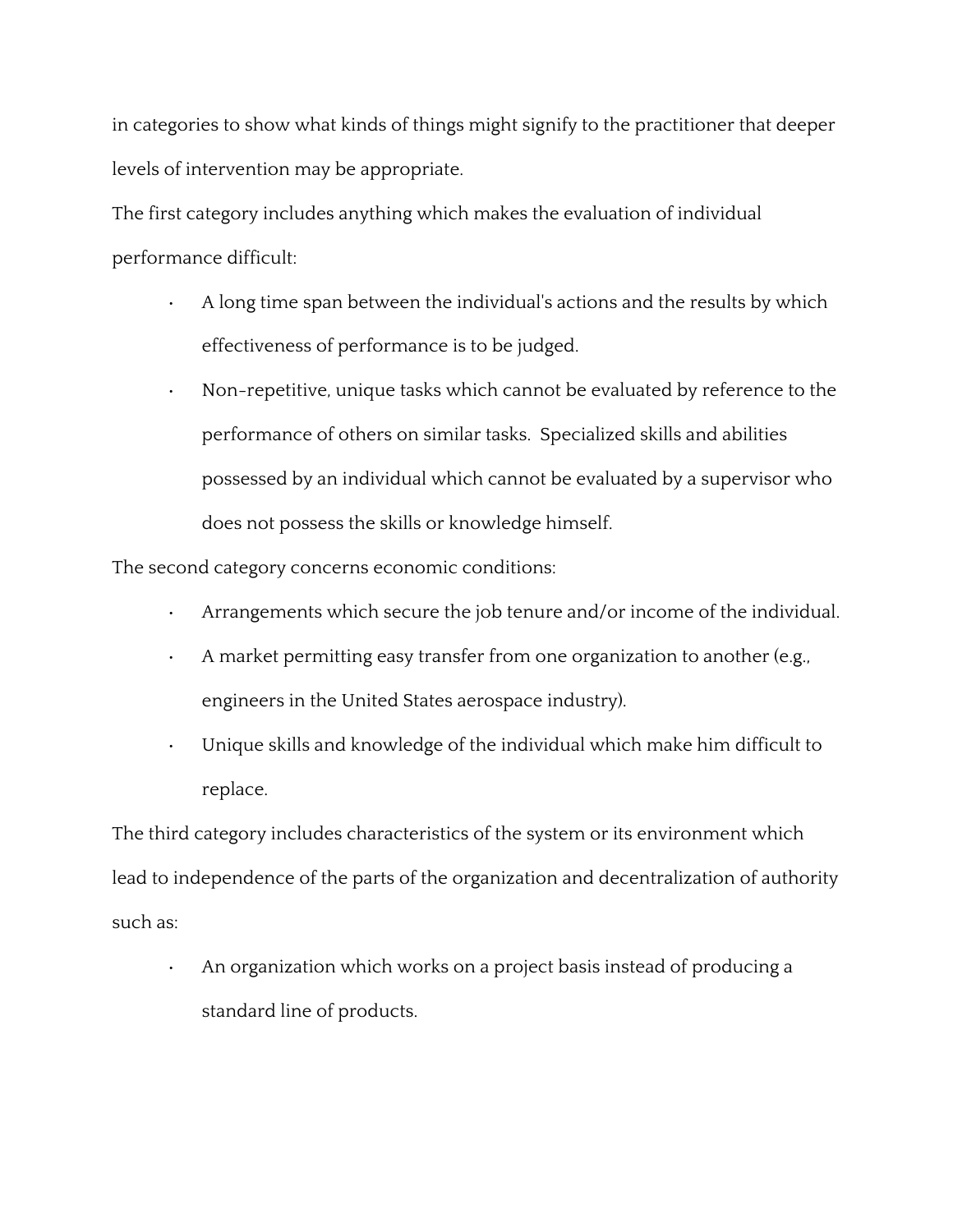in categories to show what kinds of things might signify to the practitioner that deeper levels of intervention may be appropriate.

The first category includes anything which makes the evaluation of individual performance difficult:

- A long time span between the individual's actions and the results by which effectiveness of performance is to be judged.
- Non-repetitive, unique tasks which cannot be evaluated by reference to the performance of others on similar tasks. Specialized skills and abilities possessed by an individual which cannot be evaluated by a supervisor who does not possess the skills or knowledge himself.

The second category concerns economic conditions:

- Arrangements which secure the job tenure and/or income of the individual.
- A market permitting easy transfer from one organization to another (e.g., engineers in the United States aerospace industry).
- Unique skills and knowledge of the individual which make him difficult to replace.

The third category includes characteristics of the system or its environment which lead to independence of the parts of the organization and decentralization of authority such as:

- An organization which works on a project basis instead of producing a standard line of products.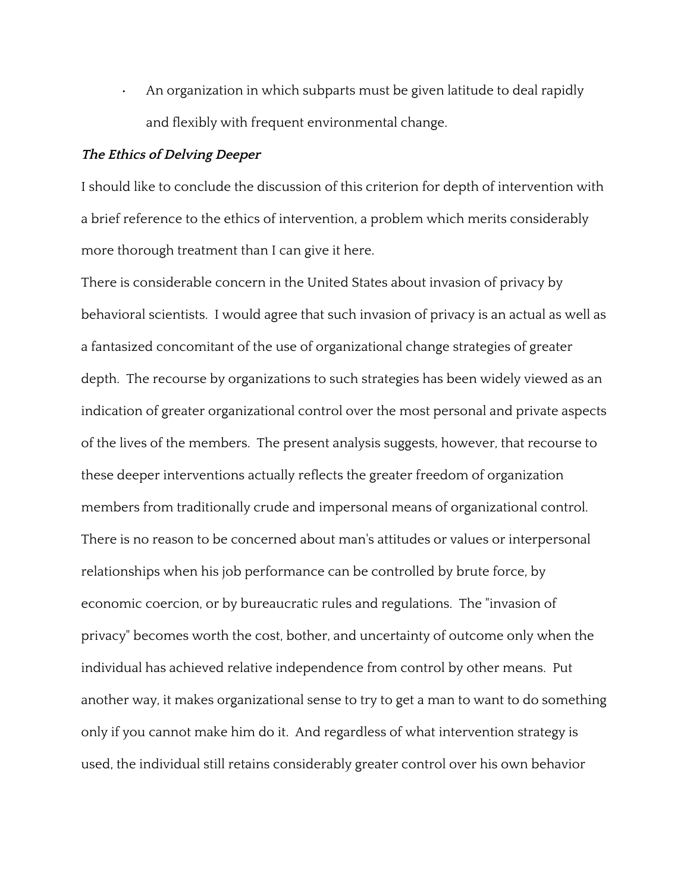- An organization in which subparts must be given latitude to deal rapidly and flexibly with frequent environmental change.

***The Ethics of Delving Deeper***

I should like to conclude the discussion of this criterion for depth of intervention with a brief reference to the ethics of intervention, a problem which merits considerably more thorough treatment than I can give it here.

There is considerable concern in the United States about invasion of privacy by behavioral scientists. I would agree that such invasion of privacy is an actual as well as a fantasized concomitant of the use of organizational change strategies of greater depth. The recourse by organizations to such strategies has been widely viewed as an indication of greater organizational control over the most personal and private aspects of the lives of the members. The present analysis suggests, however, that recourse to these deeper interventions actually reflects the greater freedom of organization members from traditionally crude and impersonal means of organizational control. There is no reason to be concerned about man's attitudes or values or interpersonal relationships when his job performance can be controlled by brute force, by economic coercion, or by bureaucratic rules and regulations. The "invasion of privacy" becomes worth the cost, bother, and uncertainty of outcome only when the individual has achieved relative independence from control by other means. Put another way, it makes organizational sense to try to get a man to want to do something only if you cannot make him do it. And regardless of what intervention strategy is used, the individual still retains considerably greater control over his own behavior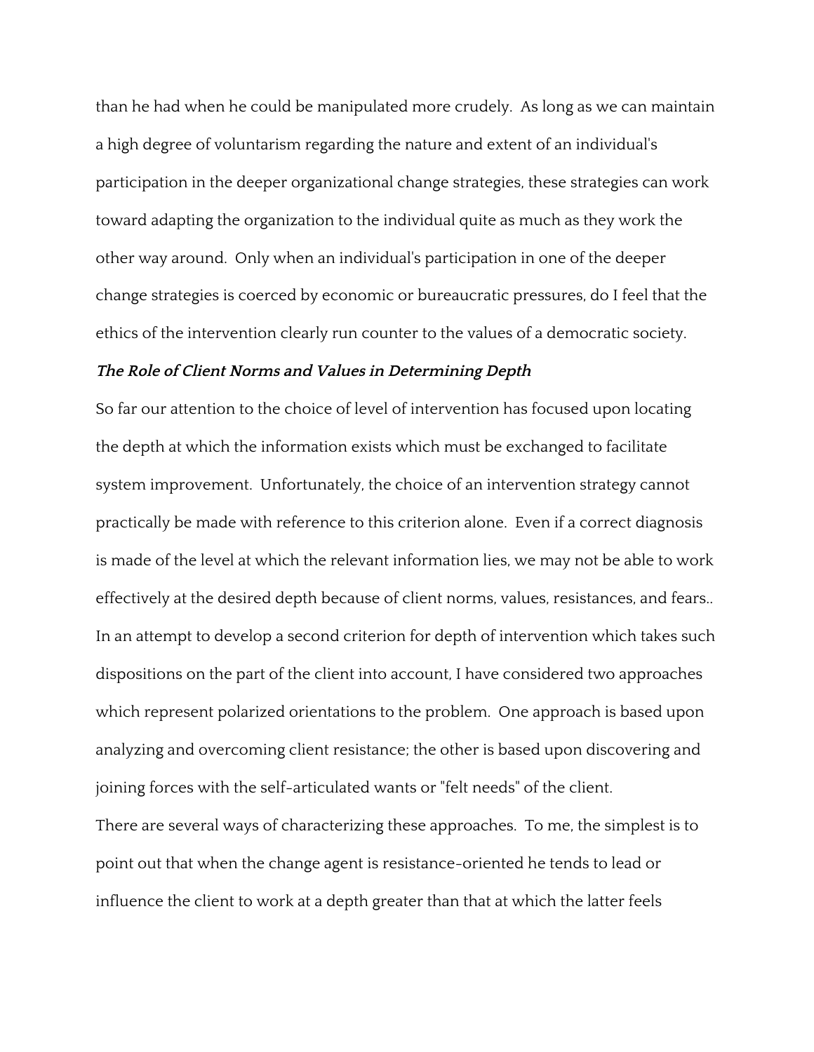than he had when he could be manipulated more crudely. As long as we can maintain a high degree of voluntarism regarding the nature and extent of an individual's participation in the deeper organizational change strategies, these strategies can work toward adapting the organization to the individual quite as much as they work the other way around. Only when an individual's participation in one of the deeper change strategies is coerced by economic or bureaucratic pressures, do I feel that the ethics of the intervention clearly run counter to the values of a democratic society.

***The Role of Client Norms and Values in Determining Depth***

So far our attention to the choice of level of intervention has focused upon locating the depth at which the information exists which must be exchanged to facilitate system improvement. Unfortunately, the choice of an intervention strategy cannot practically be made with reference to this criterion alone. Even if a correct diagnosis is made of the level at which the relevant information lies, we may not be able to work effectively at the desired depth because of client norms, values, resistances, and fears.. In an attempt to develop a second criterion for depth of intervention which takes such dispositions on the part of the client into account, I have considered two approaches which represent polarized orientations to the problem. One approach is based upon analyzing and overcoming client resistance; the other is based upon discovering and joining forces with the self-articulated wants or "felt needs" of the client.

There are several ways of characterizing these approaches. To me, the simplest is to point out that when the change agent is resistance-oriented he tends to lead or influence the client to work at a depth greater than that at which the latter feels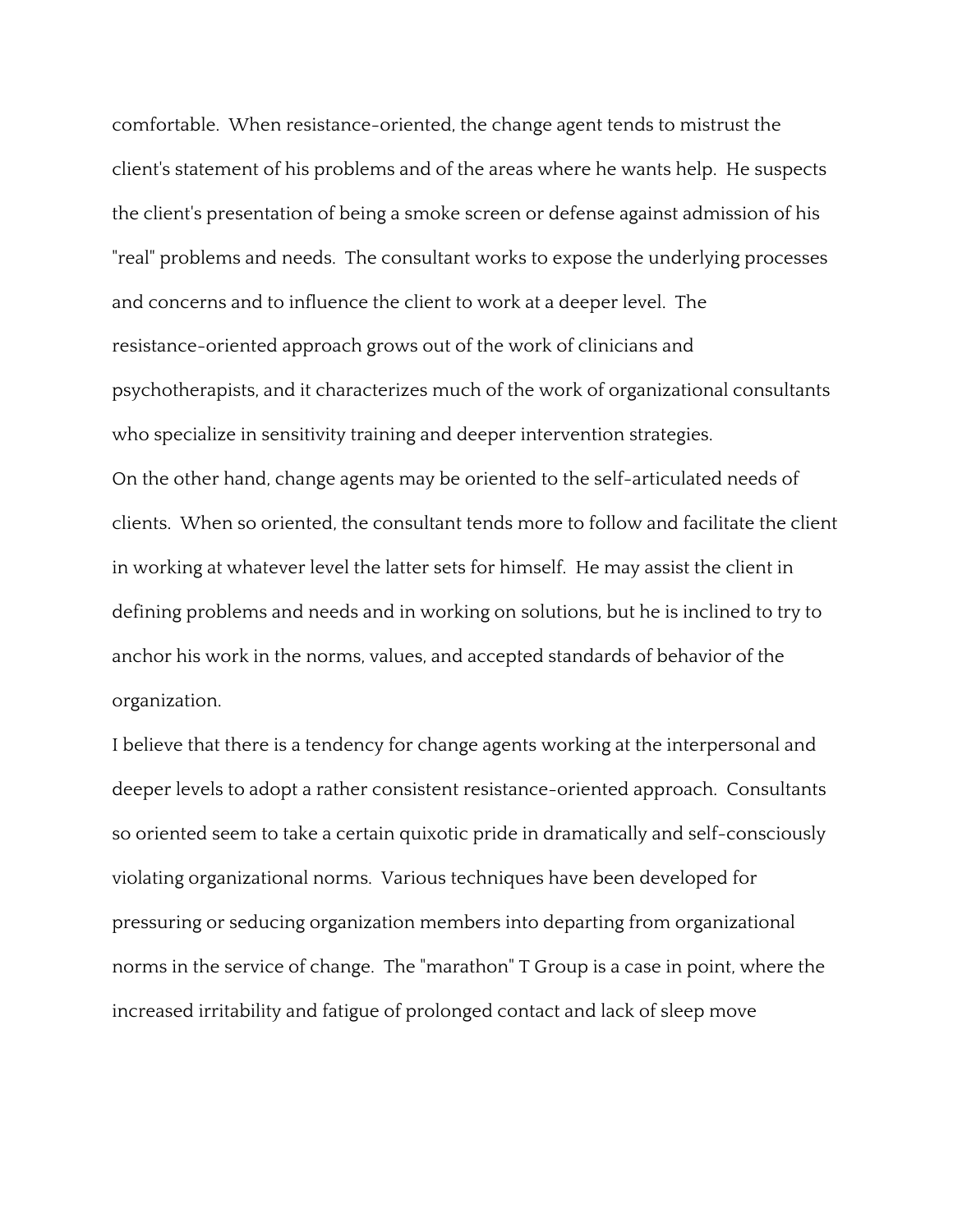comfortable. When resistance-oriented, the change agent tends to mistrust the client's statement of his problems and of the areas where he wants help. He suspects the client's presentation of being a smoke screen or defense against admission of his "real" problems and needs. The consultant works to expose the underlying processes and concerns and to influence the client to work at a deeper level. The resistance-oriented approach grows out of the work of clinicians and psychotherapists, and it characterizes much of the work of organizational consultants who specialize in sensitivity training and deeper intervention strategies.

On the other hand, change agents may be oriented to the self-articulated needs of clients. When so oriented, the consultant tends more to follow and facilitate the client in working at whatever level the latter sets for himself. He may assist the client in defining problems and needs and in working on solutions, but he is inclined to try to anchor his work in the norms, values, and accepted standards of behavior of the organization.

I believe that there is a tendency for change agents working at the interpersonal and deeper levels to adopt a rather consistent resistance-oriented approach. Consultants so oriented seem to take a certain quixotic pride in dramatically and self-consciously violating organizational norms. Various techniques have been developed for pressuring or seducing organization members into departing from organizational norms in the service of change. The "marathon" T Group is a case in point, where the increased irritability and fatigue of prolonged contact and lack of sleep move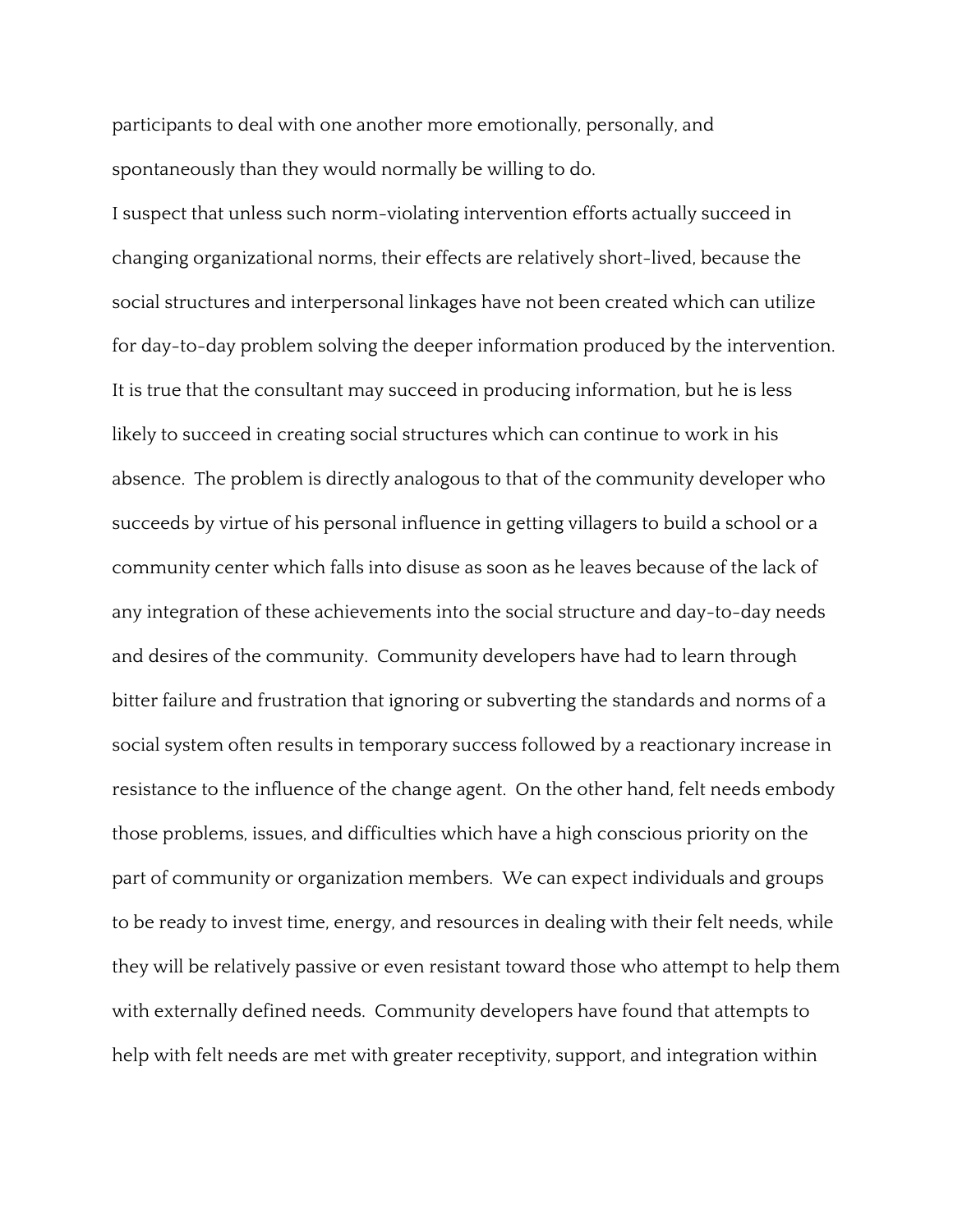participants to deal with one another more emotionally, personally, and spontaneously than they would normally be willing to do.

I suspect that unless such norm-violating intervention efforts actually succeed in changing organizational norms, their effects are relatively short-lived, because the social structures and interpersonal linkages have not been created which can utilize for day-to-day problem solving the deeper information produced by the intervention. It is true that the consultant may succeed in producing information, but he is less likely to succeed in creating social structures which can continue to work in his absence. The problem is directly analogous to that of the community developer who succeeds by virtue of his personal influence in getting villagers to build a school or a community center which falls into disuse as soon as he leaves because of the lack of any integration of these achievements into the social structure and day-to-day needs and desires of the community. Community developers have had to learn through bitter failure and frustration that ignoring or subverting the standards and norms of a social system often results in temporary success followed by a reactionary increase in resistance to the influence of the change agent. On the other hand, felt needs embody those problems, issues, and difficulties which have a high conscious priority on the part of community or organization members. We can expect individuals and groups to be ready to invest time, energy, and resources in dealing with their felt needs, while they will be relatively passive or even resistant toward those who attempt to help them with externally defined needs. Community developers have found that attempts to help with felt needs are met with greater receptivity, support, and integration within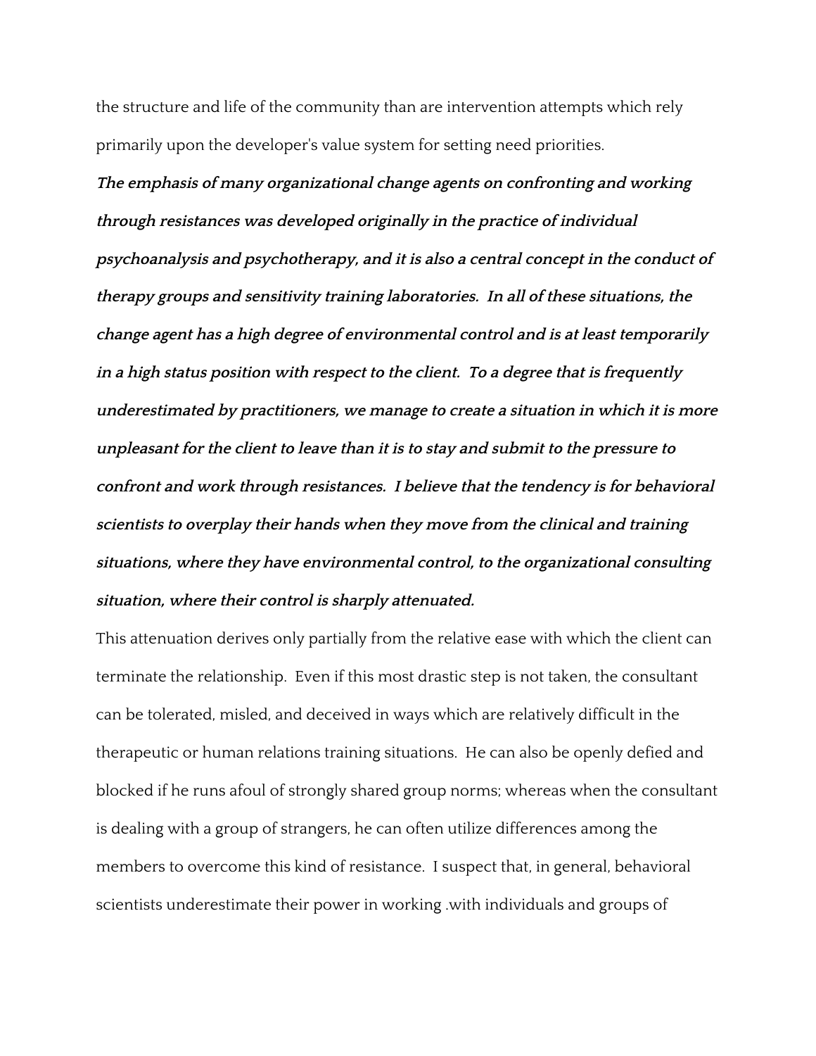the structure and life of the community than are intervention attempts which rely primarily upon the developer's value system for setting need priorities.

***The emphasis of many organizational change agents on confronting and working through resistances was developed originally in the practice of individual psychoanalysis and psychotherapy, and it is also a central concept in the conduct of therapy groups and sensitivity training laboratories. In all of these situations, the change agent has a high degree of environmental control and is at least temporarily in a high status position with respect to the client. To a degree that is frequently underestimated by practitioners, we manage to create a situation in which it is more unpleasant for the client to leave than it is to stay and submit to the pressure to confront and work through resistances. I believe that the tendency is for behavioral scientists to overplay their hands when they move from the clinical and training situations, where they have environmental control, to the organizational consulting situation, where their control is sharply attenuated.***

This attenuation derives only partially from the relative ease with which the client can terminate the relationship. Even if this most drastic step is not taken, the consultant can be tolerated, misled, and deceived in ways which are relatively difficult in the therapeutic or human relations training situations. He can also be openly defied and blocked if he runs afoul of strongly shared group norms; whereas when the consultant is dealing with a group of strangers, he can often utilize differences among the members to overcome this kind of resistance. I suspect that, in general, behavioral scientists underestimate their power in working .with individuals and groups of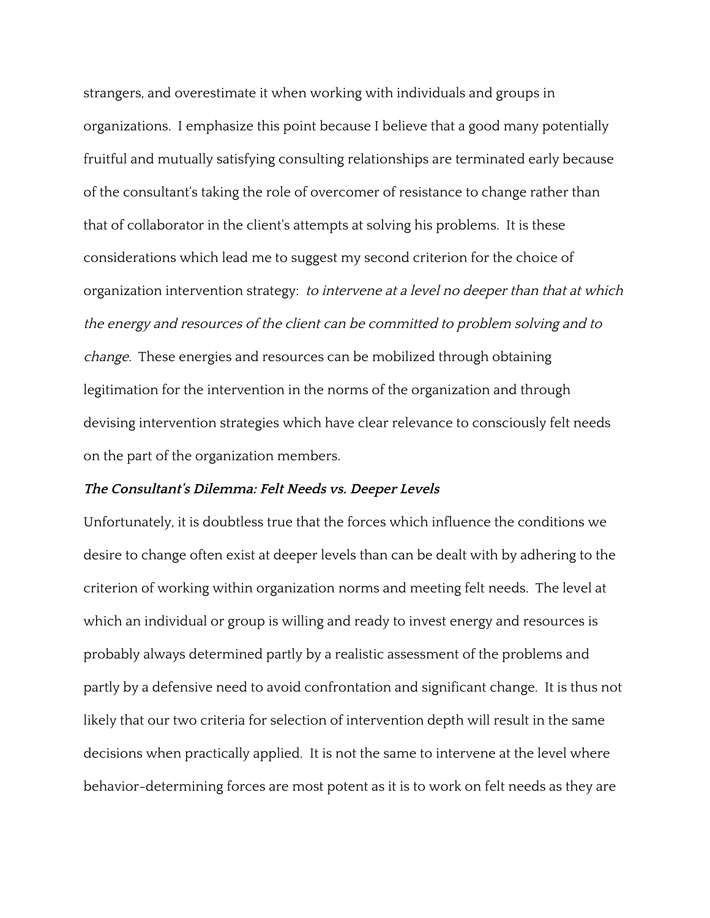strangers, and overestimate it when working with individuals and groups in organizations. I emphasize this point because I believe that a good many potentially fruitful and mutually satisfying consulting relationships are terminated early because of the consultant's taking the role of overcomer of resistance to change rather than that of collaborator in the client's attempts at solving his problems. It is these considerations which lead me to suggest my second criterion for the choice of organization intervention strategy: *to intervene at a level no deeper than that at which the energy and resources of the client can be committed to problem solving and to change.* These energies and resources can be mobilized through obtaining legitimation for the intervention in the norms of the organization and through devising intervention strategies which have clear relevance to consciously felt needs on the part of the organization members.

### ***The Consultant's Dilemma: Felt Needs vs. Deeper Levels***

Unfortunately, it is doubtless true that the forces which influence the conditions we desire to change often exist at deeper levels than can be dealt with by adhering to the criterion of working within organization norms and meeting felt needs. The level at which an individual or group is willing and ready to invest energy and resources is probably always determined partly by a realistic assessment of the problems and partly by a defensive need to avoid confrontation and significant change. It is thus not likely that our two criteria for selection of intervention depth will result in the same decisions when practically applied. It is not the same to intervene at the level where behavior-determining forces are most potent as it is to work on felt needs as they are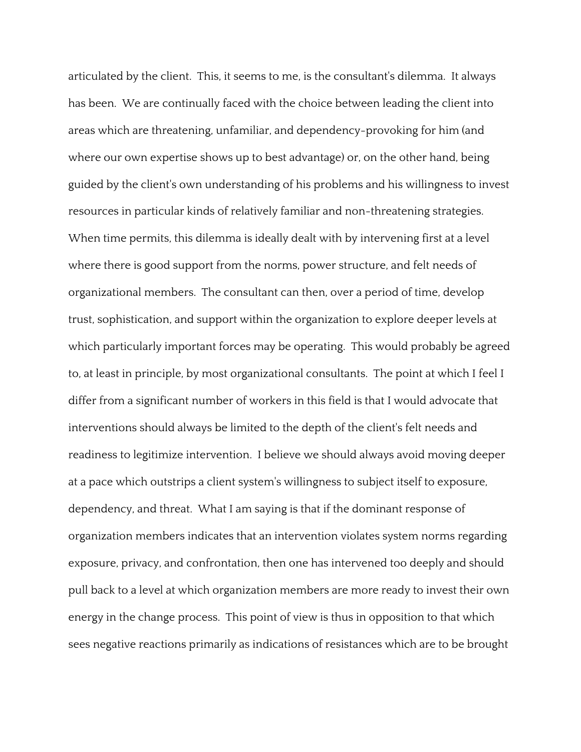articulated by the client. This, it seems to me, is the consultant's dilemma. It always has been. We are continually faced with the choice between leading the client into areas which are threatening, unfamiliar, and dependency-provoking for him (and where our own expertise shows up to best advantage) or, on the other hand, being guided by the client's own understanding of his problems and his willingness to invest resources in particular kinds of relatively familiar and non-threatening strategies. When time permits, this dilemma is ideally dealt with by intervening first at a level where there is good support from the norms, power structure, and felt needs of organizational members. The consultant can then, over a period of time, develop trust, sophistication, and support within the organization to explore deeper levels at which particularly important forces may be operating. This would probably be agreed to, at least in principle, by most organizational consultants. The point at which I feel I differ from a significant number of workers in this field is that I would advocate that interventions should always be limited to the depth of the client's felt needs and readiness to legitimize intervention. I believe we should always avoid moving deeper at a pace which outstrips a client system's willingness to subject itself to exposure, dependency, and threat. What I am saying is that if the dominant response of organization members indicates that an intervention violates system norms regarding exposure, privacy, and confrontation, then one has intervened too deeply and should pull back to a level at which organization members are more ready to invest their own energy in the change process. This point of view is thus in opposition to that which sees negative reactions primarily as indications of resistances which are to be brought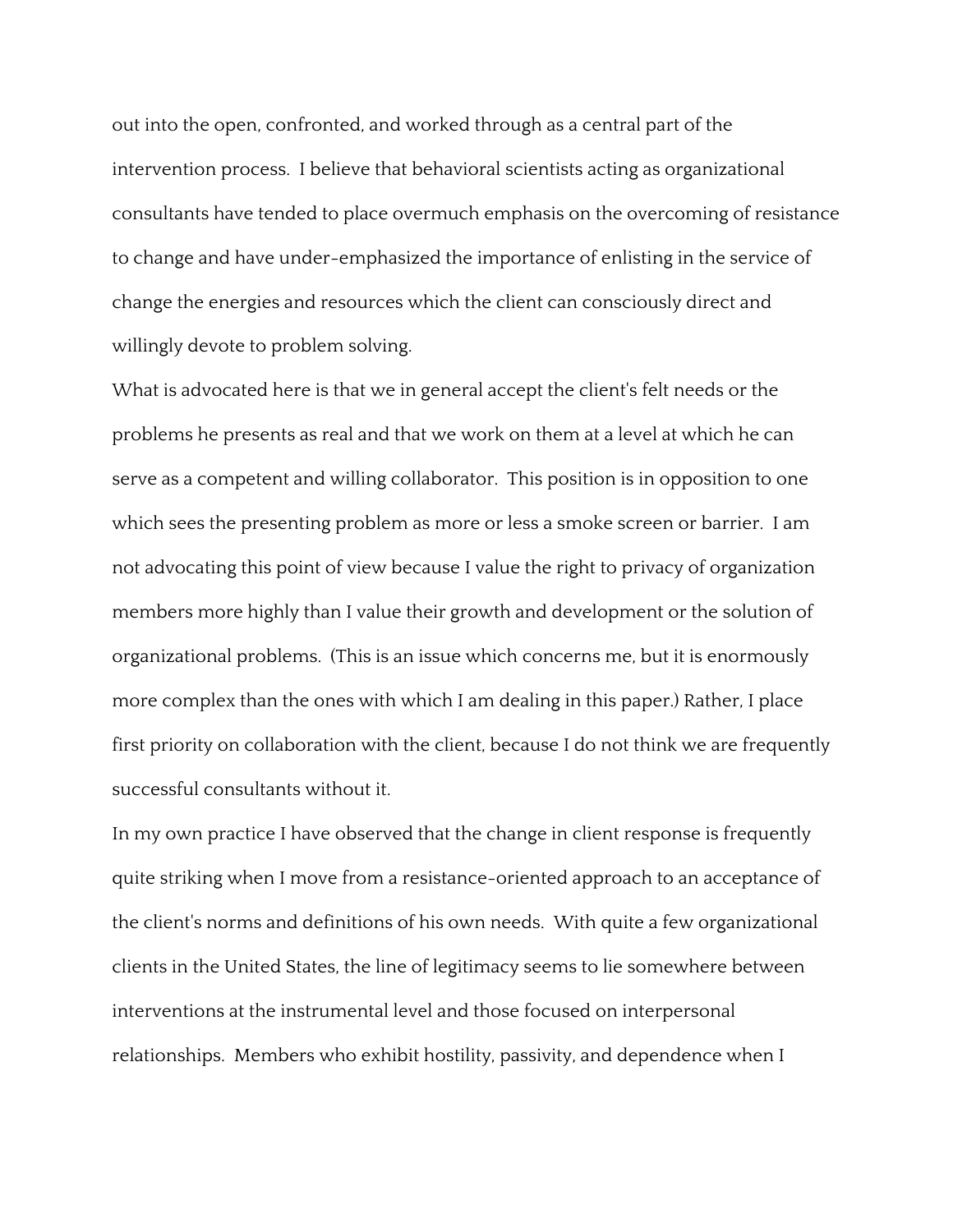out into the open, confronted, and worked through as a central part of the intervention process. I believe that behavioral scientists acting as organizational consultants have tended to place overmuch emphasis on the overcoming of resistance to change and have under-emphasized the importance of enlisting in the service of change the energies and resources which the client can consciously direct and willingly devote to problem solving.

What is advocated here is that we in general accept the client's felt needs or the problems he presents as real and that we work on them at a level at which he can serve as a competent and willing collaborator. This position is in opposition to one which sees the presenting problem as more or less a smoke screen or barrier. I am not advocating this point of view because I value the right to privacy of organization members more highly than I value their growth and development or the solution of organizational problems. (This is an issue which concerns me, but it is enormously more complex than the ones with which I am dealing in this paper.) Rather, I place first priority on collaboration with the client, because I do not think we are frequently successful consultants without it.

In my own practice I have observed that the change in client response is frequently quite striking when I move from a resistance-oriented approach to an acceptance of the client's norms and definitions of his own needs. With quite a few organizational clients in the United States, the line of legitimacy seems to lie somewhere between interventions at the instrumental level and those focused on interpersonal relationships. Members who exhibit hostility, passivity, and dependence when I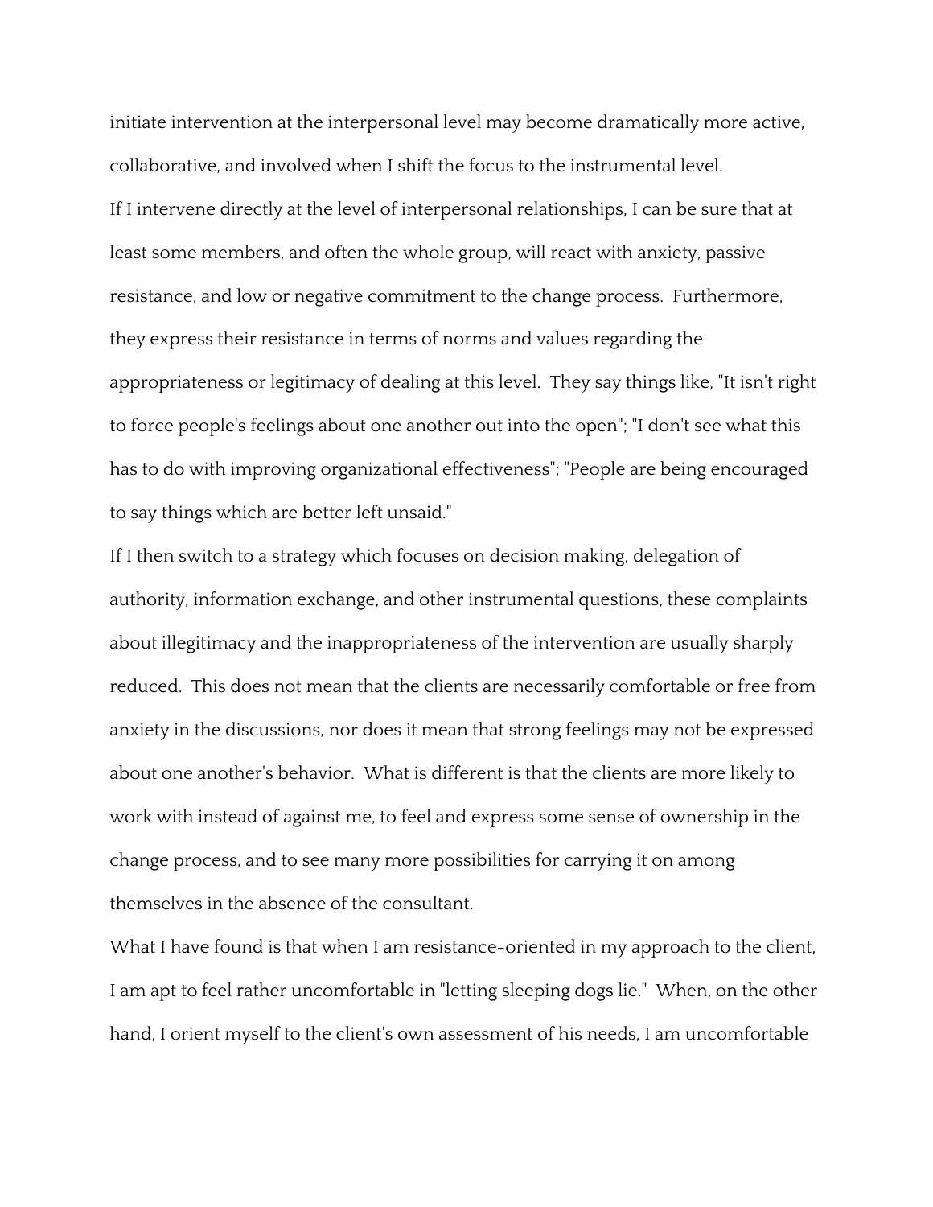initiate intervention at the interpersonal level may become dramatically more active, collaborative, and involved when I shift the focus to the instrumental level.

If I intervene directly at the level of interpersonal relationships, I can be sure that at least some members, and often the whole group, will react with anxiety, passive resistance, and low or negative commitment to the change process. Furthermore, they express their resistance in terms of norms and values regarding the appropriateness or legitimacy of dealing at this level. They say things like, "It isn't right to force people's feelings about one another out into the open"; "I don't see what this has to do with improving organizational effectiveness"; "People are being encouraged to say things which are better left unsaid."

If I then switch to a strategy which focuses on decision making, delegation of authority, information exchange, and other instrumental questions, these complaints about illegitimacy and the inappropriateness of the intervention are usually sharply reduced. This does not mean that the clients are necessarily comfortable or free from anxiety in the discussions, nor does it mean that strong feelings may not be expressed about one another's behavior. What is different is that the clients are more likely to work with instead of against me, to feel and express some sense of ownership in the change process, and to see many more possibilities for carrying it on among themselves in the absence of the consultant.

What I have found is that when I am resistance-oriented in my approach to the client, I am apt to feel rather uncomfortable in "letting sleeping dogs lie." When, on the other hand, I orient myself to the client's own assessment of his needs, I am uncomfortable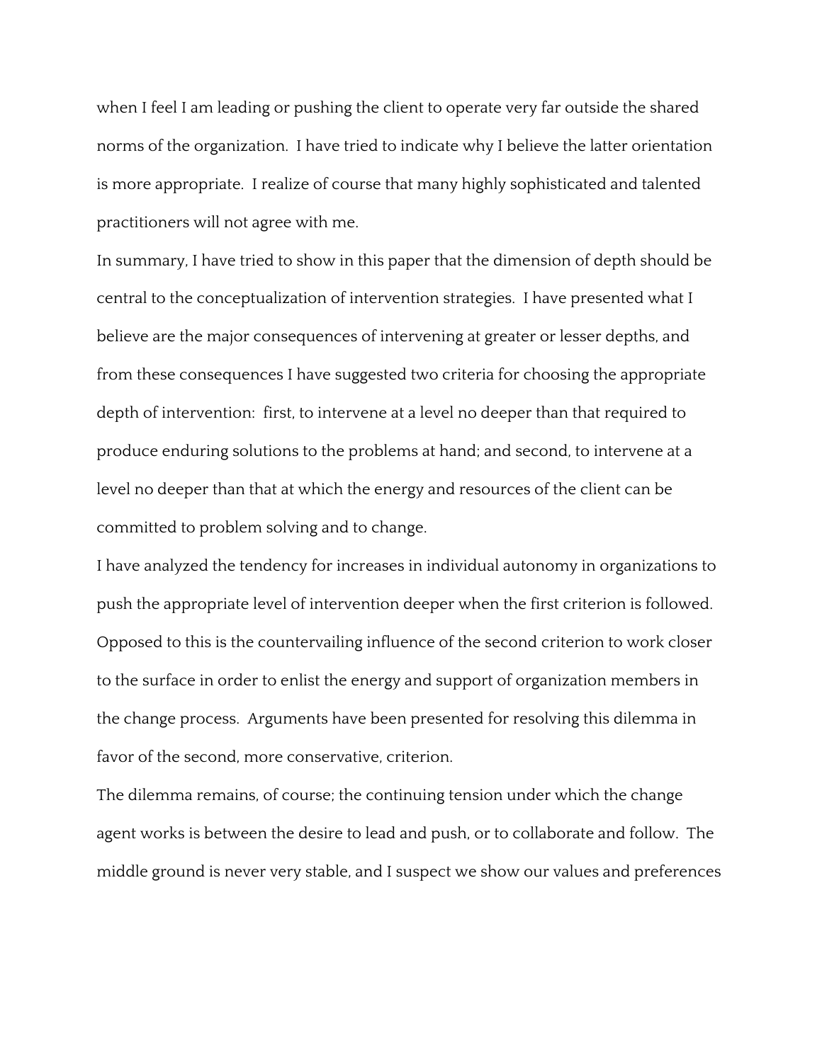when I feel I am leading or pushing the client to operate very far outside the shared norms of the organization. I have tried to indicate why I believe the latter orientation is more appropriate. I realize of course that many highly sophisticated and talented practitioners will not agree with me.

In summary, I have tried to show in this paper that the dimension of depth should be central to the conceptualization of intervention strategies. I have presented what I believe are the major consequences of intervening at greater or lesser depths, and from these consequences I have suggested two criteria for choosing the appropriate depth of intervention: first, to intervene at a level no deeper than that required to produce enduring solutions to the problems at hand; and second, to intervene at a level no deeper than that at which the energy and resources of the client can be committed to problem solving and to change.

I have analyzed the tendency for increases in individual autonomy in organizations to push the appropriate level of intervention deeper when the first criterion is followed. Opposed to this is the countervailing influence of the second criterion to work closer to the surface in order to enlist the energy and support of organization members in the change process. Arguments have been presented for resolving this dilemma in favor of the second, more conservative, criterion.

The dilemma remains, of course; the continuing tension under which the change agent works is between the desire to lead and push, or to collaborate and follow. The middle ground is never very stable, and I suspect we show our values and preferences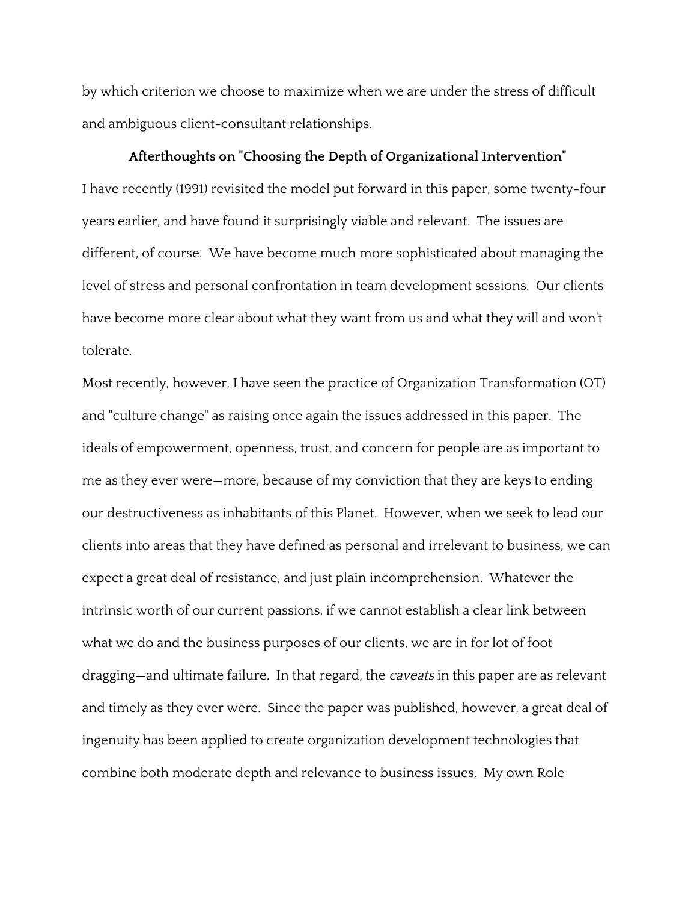by which criterion we choose to maximize when we are under the stress of difficult and ambiguous client-consultant relationships.

## Afterthoughts on "Choosing the Depth of Organizational Intervention"

I have recently (1991) revisited the model put forward in this paper, some twenty-four years earlier, and have found it surprisingly viable and relevant. The issues are different, of course. We have become much more sophisticated about managing the level of stress and personal confrontation in team development sessions. Our clients have become more clear about what they want from us and what they will and won't tolerate.

Most recently, however, I have seen the practice of Organization Transformation (OT) and "culture change" as raising once again the issues addressed in this paper. The ideals of empowerment, openness, trust, and concern for people are as important to me as they ever were—more, because of my conviction that they are keys to ending our destructiveness as inhabitants of this Planet. However, when we seek to lead our clients into areas that they have defined as personal and irrelevant to business, we can expect a great deal of resistance, and just plain incomprehension. Whatever the intrinsic worth of our current passions, if we cannot establish a clear link between what we do and the business purposes of our clients, we are in for lot of foot dragging—and ultimate failure. In that regard, the *caveats* in this paper are as relevant and timely as they ever were. Since the paper was published, however, a great deal of ingenuity has been applied to create organization development technologies that combine both moderate depth and relevance to business issues. My own Role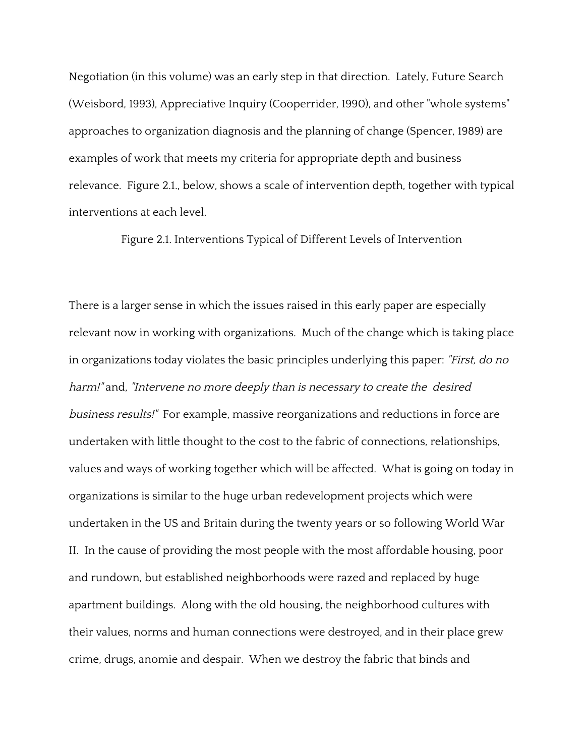Negotiation (in this volume) was an early step in that direction. Lately, Future Search (Weisbord, 1993), Appreciative Inquiry (Cooperrider, 1990), and other "whole systems" approaches to organization diagnosis and the planning of change (Spencer, 1989) are examples of work that meets my criteria for appropriate depth and business relevance. Figure 2.1., below, shows a scale of intervention depth, together with typical interventions at each level.

Figure 2.1. Interventions Typical of Different Levels of Intervention

There is a larger sense in which the issues raised in this early paper are especially relevant now in working with organizations. Much of the change which is taking place in organizations today violates the basic principles underlying this paper: *"First, do no harm!"* and, *"Intervene no more deeply than is necessary to create the desired business results!"* For example, massive reorganizations and reductions in force are undertaken with little thought to the cost to the fabric of connections, relationships, values and ways of working together which will be affected. What is going on today in organizations is similar to the huge urban redevelopment projects which were undertaken in the US and Britain during the twenty years or so following World War II. In the cause of providing the most people with the most affordable housing, poor and rundown, but established neighborhoods were razed and replaced by huge apartment buildings. Along with the old housing, the neighborhood cultures with their values, norms and human connections were destroyed, and in their place grew crime, drugs, anomie and despair. When we destroy the fabric that binds and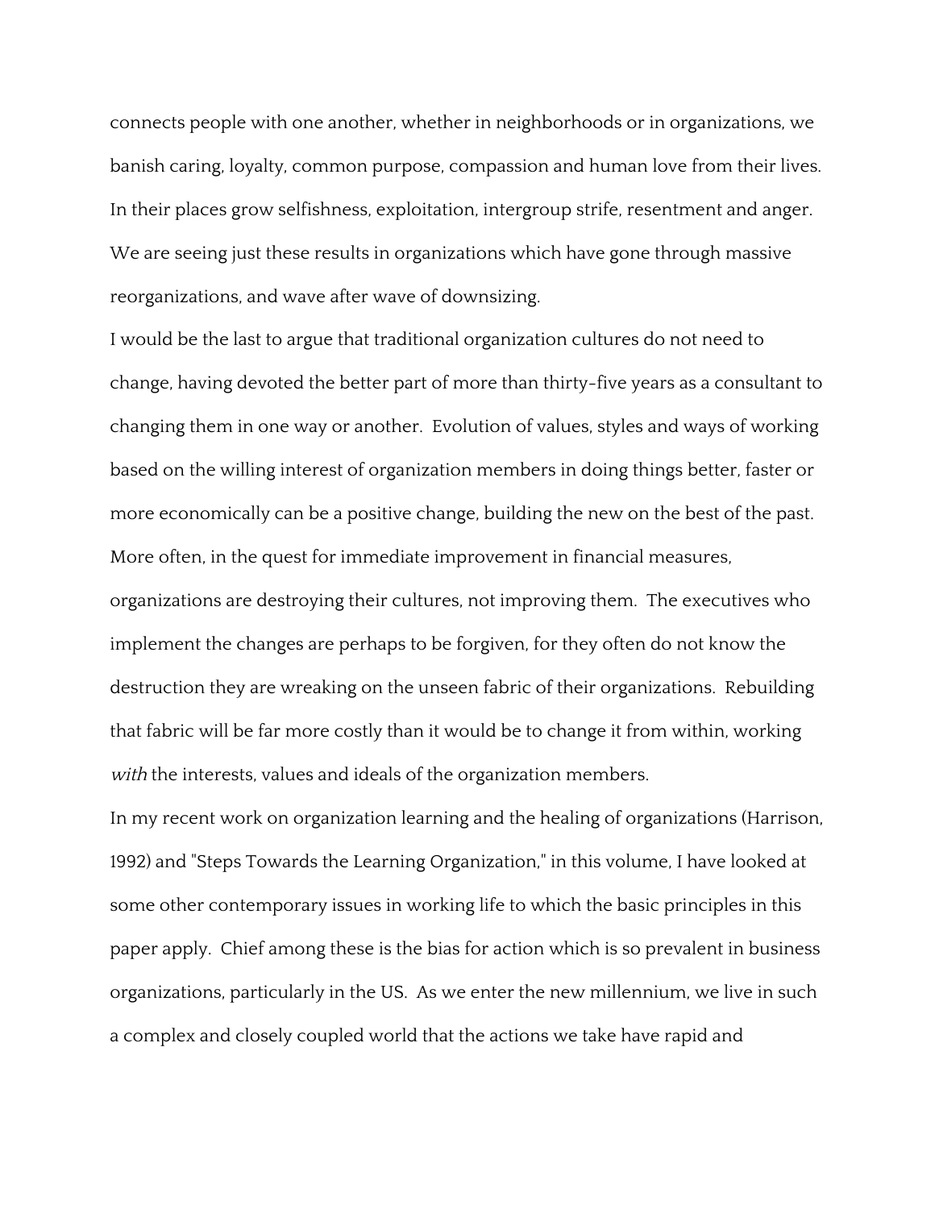connects people with one another, whether in neighborhoods or in organizations, we banish caring, loyalty, common purpose, compassion and human love from their lives. In their places grow selfishness, exploitation, intergroup strife, resentment and anger. We are seeing just these results in organizations which have gone through massive reorganizations, and wave after wave of downsizing.

I would be the last to argue that traditional organization cultures do not need to change, having devoted the better part of more than thirty-five years as a consultant to changing them in one way or another. Evolution of values, styles and ways of working based on the willing interest of organization members in doing things better, faster or more economically can be a positive change, building the new on the best of the past. More often, in the quest for immediate improvement in financial measures, organizations are destroying their cultures, not improving them. The executives who implement the changes are perhaps to be forgiven, for they often do not know the destruction they are wreaking on the unseen fabric of their organizations. Rebuilding that fabric will be far more costly than it would be to change it from within, working *with* the interests, values and ideals of the organization members.

In my recent work on organization learning and the healing of organizations (Harrison, 1992) and "Steps Towards the Learning Organization," in this volume, I have looked at some other contemporary issues in working life to which the basic principles in this paper apply. Chief among these is the bias for action which is so prevalent in business organizations, particularly in the US. As we enter the new millennium, we live in such a complex and closely coupled world that the actions we take have rapid and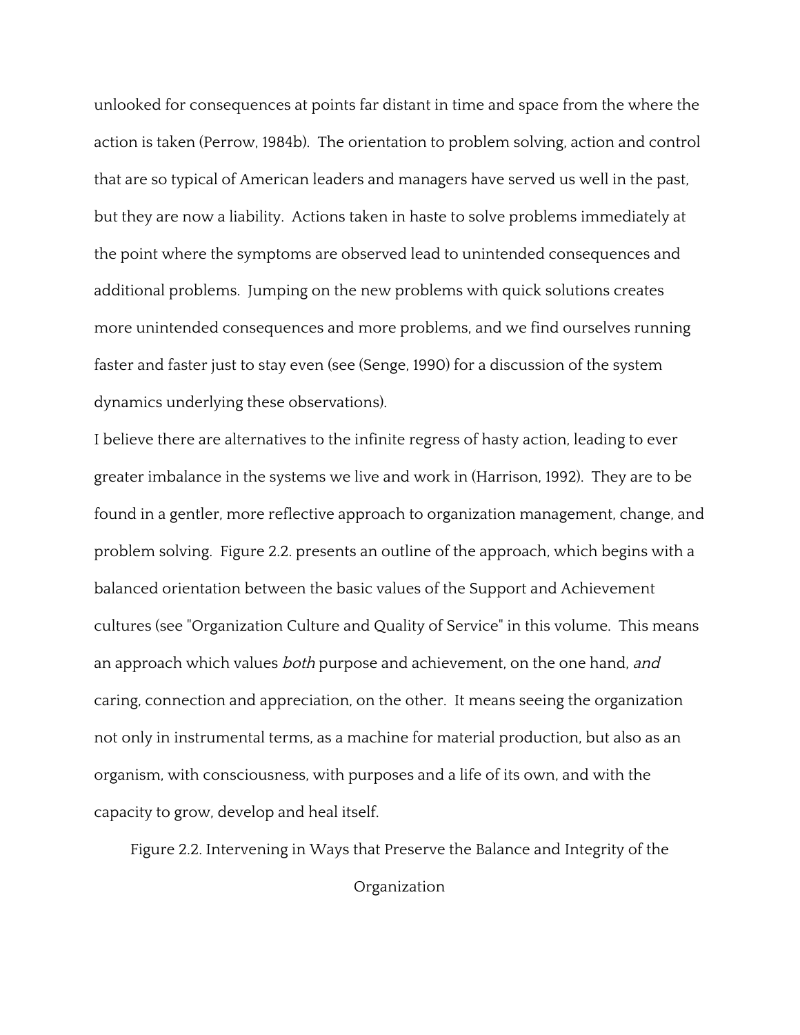unlooked for consequences at points far distant in time and space from the where the action is taken (Perrow, 1984b). The orientation to problem solving, action and control that are so typical of American leaders and managers have served us well in the past, but they are now a liability. Actions taken in haste to solve problems immediately at the point where the symptoms are observed lead to unintended consequences and additional problems. Jumping on the new problems with quick solutions creates more unintended consequences and more problems, and we find ourselves running faster and faster just to stay even (see (Senge, 1990) for a discussion of the system dynamics underlying these observations).

I believe there are alternatives to the infinite regress of hasty action, leading to ever greater imbalance in the systems we live and work in (Harrison, 1992). They are to be found in a gentler, more reflective approach to organization management, change, and problem solving. Figure 2.2. presents an outline of the approach, which begins with a balanced orientation between the basic values of the Support and Achievement cultures (see "Organization Culture and Quality of Service" in this volume. This means an approach which values *both* purpose and achievement, on the one hand, *and* caring, connection and appreciation, on the other. It means seeing the organization not only in instrumental terms, as a machine for material production, but also as an organism, with consciousness, with purposes and a life of its own, and with the capacity to grow, develop and heal itself.

Figure 2.2. Intervening in Ways that Preserve the Balance and Integrity of the Organization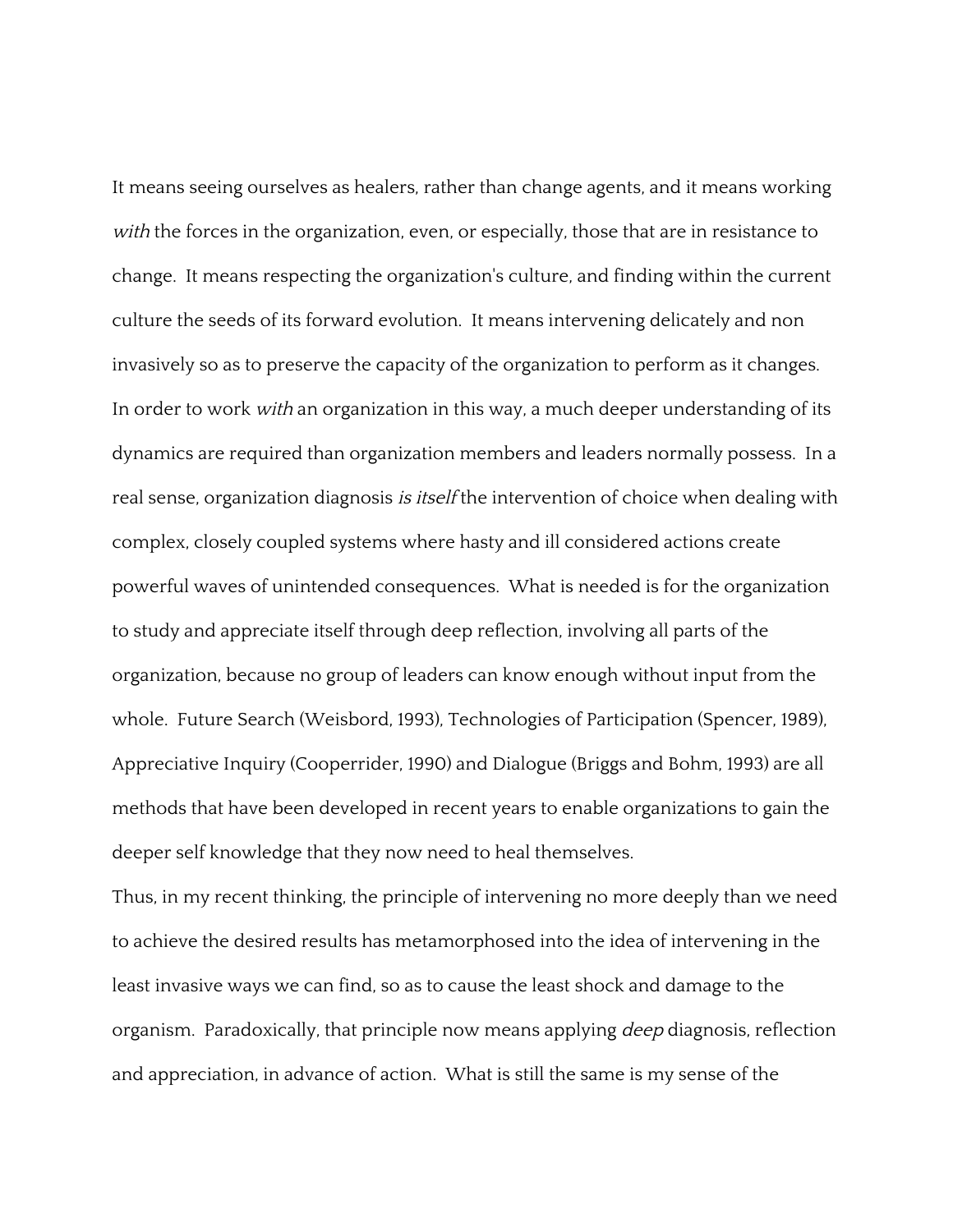It means seeing ourselves as healers, rather than change agents, and it means working *with* the forces in the organization, even, or especially, those that are in resistance to change. It means respecting the organization's culture, and finding within the current culture the seeds of its forward evolution. It means intervening delicately and non invasively so as to preserve the capacity of the organization to perform as it changes. In order to work *with* an organization in this way, a much deeper understanding of its dynamics are required than organization members and leaders normally possess. In a real sense, organization diagnosis *is itself* the intervention of choice when dealing with complex, closely coupled systems where hasty and ill considered actions create powerful waves of unintended consequences. What is needed is for the organization to study and appreciate itself through deep reflection, involving all parts of the organization, because no group of leaders can know enough without input from the whole. Future Search (Weisbord, 1993), Technologies of Participation (Spencer, 1989), Appreciative Inquiry (Cooperrider, 1990) and Dialogue (Briggs and Bohm, 1993) are all methods that have been developed in recent years to enable organizations to gain the deeper self knowledge that they now need to heal themselves.

Thus, in my recent thinking, the principle of intervening no more deeply than we need to achieve the desired results has metamorphosed into the idea of intervening in the least invasive ways we can find, so as to cause the least shock and damage to the organism. Paradoxically, that principle now means applying *deep* diagnosis, reflection and appreciation, in advance of action. What is still the same is my sense of the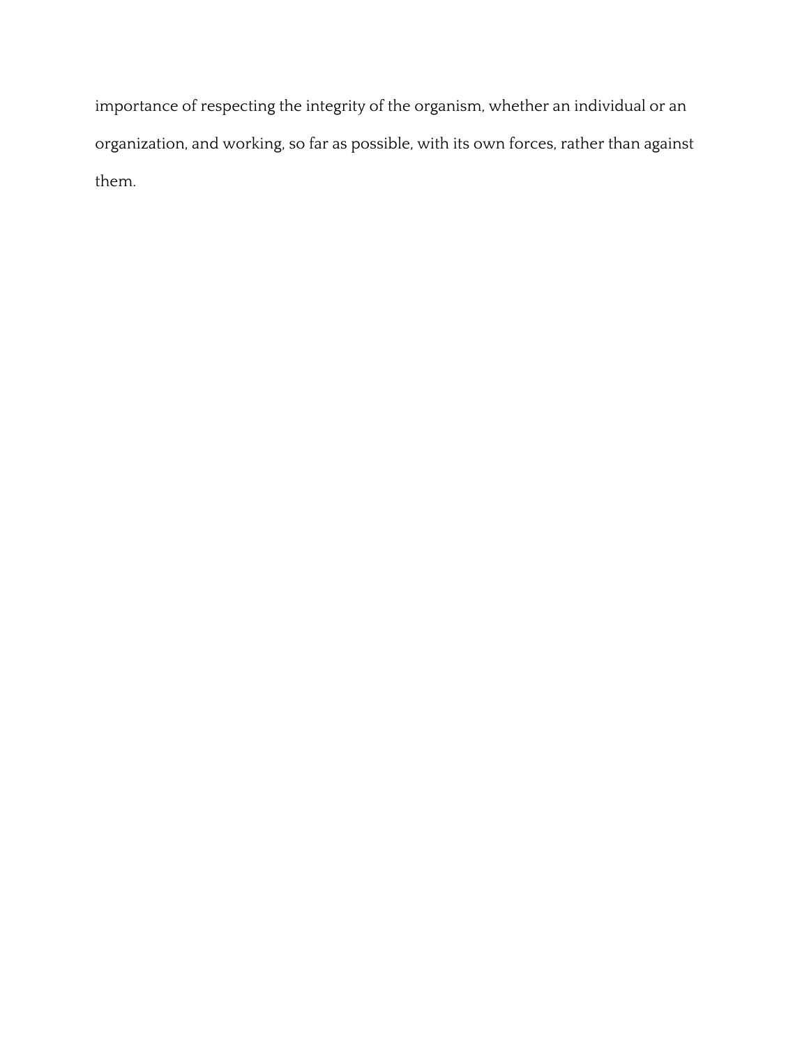importance of respecting the integrity of the organism, whether an individual or an organization, and working, so far as possible, with its own forces, rather than against them.